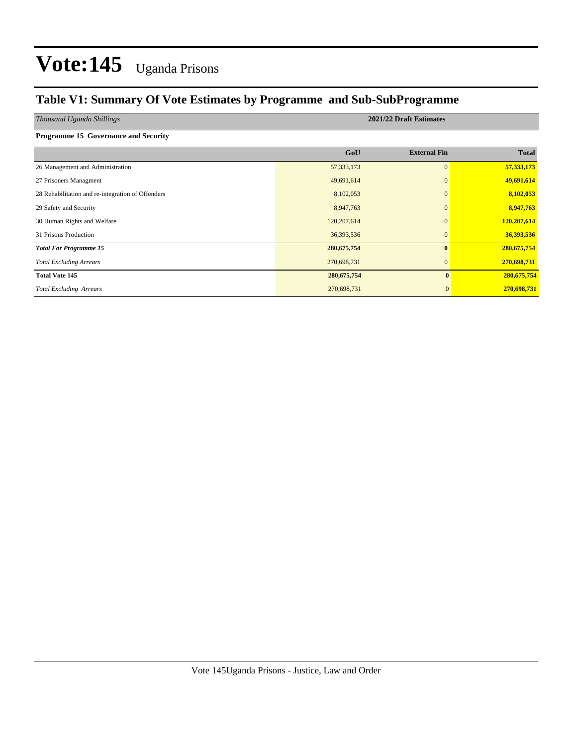# Vote:145 Uganda Prisons

## Table V1: Summary Of Vote Estimates by Programme and Sub-SubProgramme

| *Thousand Uganda Shillings* | 2021/22 Draft Estimates | | |
|---|---|---|---|
| **Programme 15 Governance and Security** | | | |
| | **GoU** | **External Fin** | **Total** |
| 26 Management and Administration | 57,333,173 | 0 | **57,333,173** |
| 27 Prisoners Managment | 49,691,614 | 0 | **49,691,614** |
| 28 Rehabilitation and re-integration of Offenders | 8,102,053 | 0 | **8,102,053** |
| 29 Safety and Security | 8,947,763 | 0 | **8,947,763** |
| 30 Human Rights and Welfare | 120,207,614 | 0 | **120,207,614** |
| 31 Prisons Production | 36,393,536 | 0 | **36,393,536** |
| ***Total For Programme 15*** | **280,675,754** | **0** | **280,675,754** |
| *Total Excluding Arrears* | 270,698,731 | 0 | **270,698,731** |
| **Total Vote 145** | **280,675,754** | **0** | **280,675,754** |
| *Total Excluding Arrears* | 270,698,731 | 0 | **270,698,731** |

Vote 145Uganda Prisons - Justice, Law and Order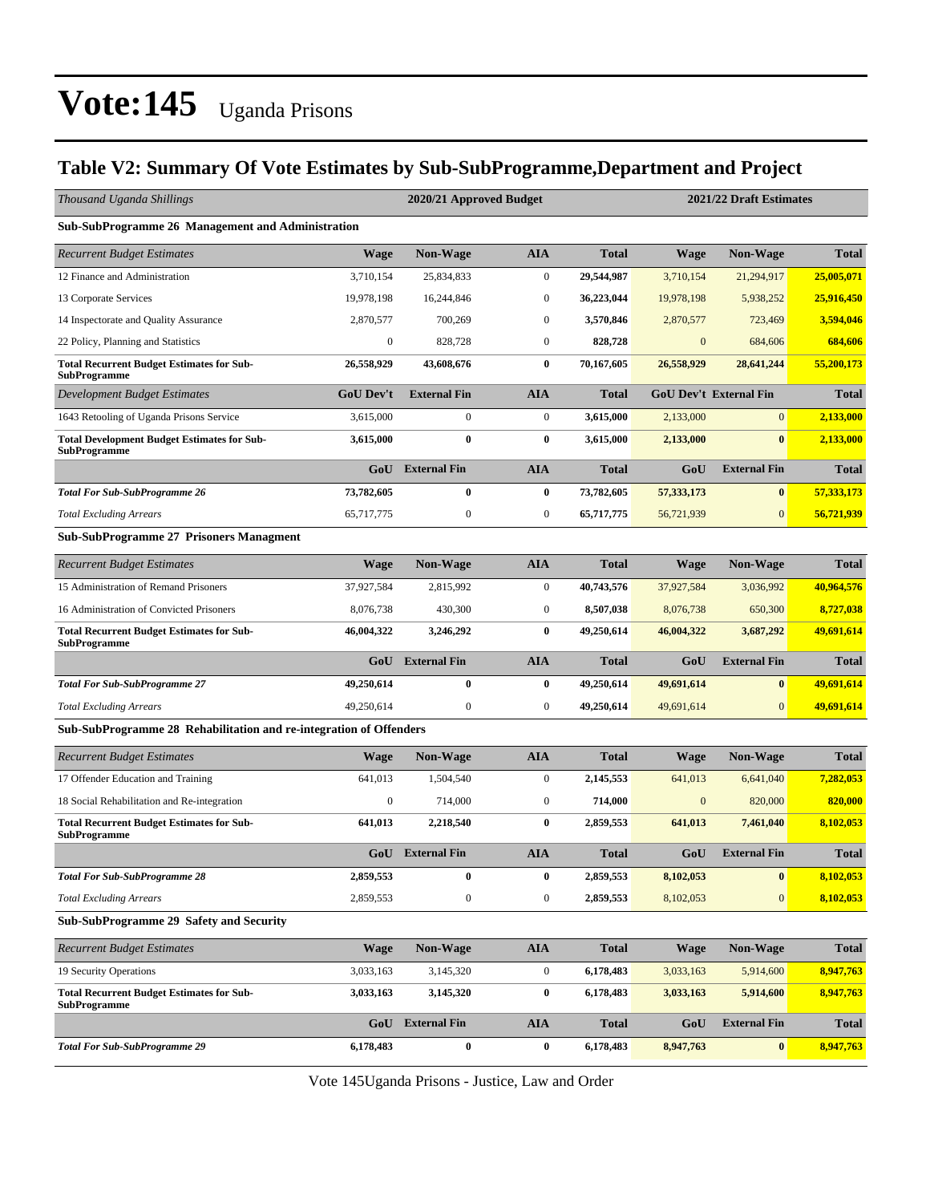# Vote:145 Uganda Prisons

## Table V2: Summary Of Vote Estimates by Sub-SubProgramme,Department and Project

| *Thousand Uganda Shillings* | | 2020/21 Approved Budget | | | | 2021/22 Draft Estimates | |
|---|---|---|---|---|---|---|---|
| **Sub-SubProgramme 26 Management and Administration** | | | | | | | |
| *Recurrent Budget Estimates* | **Wage** | **Non-Wage** | **AIA** | **Total** | **Wage** | **Non-Wage** | **Total** |
| 12 Finance and Administration | 3,710,154 | 25,834,833 | 0 | **29,544,987** | 3,710,154 | 21,294,917 | **25,005,071** |
| 13 Corporate Services | 19,978,198 | 16,244,846 | 0 | **36,223,044** | 19,978,198 | 5,938,252 | **25,916,450** |
| 14 Inspectorate and Quality Assurance | 2,870,577 | 700,269 | 0 | **3,570,846** | 2,870,577 | 723,469 | **3,594,046** |
| 22 Policy, Planning and Statistics | 0 | 828,728 | 0 | **828,728** | 0 | 684,606 | **684,606** |
| **Total Recurrent Budget Estimates for Sub-SubProgramme** | **26,558,929** | **43,608,676** | **0** | **70,167,605** | **26,558,929** | **28,641,244** | **55,200,173** |
| *Development Budget Estimates* | **GoU Dev't** | **External Fin** | **AIA** | **Total** | **GoU Dev't** | **External Fin** | **Total** |
| 1643 Retooling of Uganda Prisons Service | 3,615,000 | 0 | 0 | **3,615,000** | 2,133,000 | 0 | **2,133,000** |
| **Total Development Budget Estimates for Sub-SubProgramme** | **3,615,000** | **0** | **0** | **3,615,000** | **2,133,000** | **0** | **2,133,000** |
| | **GoU** | **External Fin** | **AIA** | **Total** | **GoU** | **External Fin** | **Total** |
| ***Total For Sub-SubProgramme 26*** | **73,782,605** | **0** | **0** | **73,782,605** | **57,333,173** | **0** | **57,333,173** |
| *Total Excluding Arrears* | 65,717,775 | 0 | 0 | **65,717,775** | 56,721,939 | 0 | **56,721,939** |
| **Sub-SubProgramme 27 Prisoners Managment** | | | | | | | |
| *Recurrent Budget Estimates* | **Wage** | **Non-Wage** | **AIA** | **Total** | **Wage** | **Non-Wage** | **Total** |
| 15 Administration of Remand Prisoners | 37,927,584 | 2,815,992 | 0 | **40,743,576** | 37,927,584 | 3,036,992 | **40,964,576** |
| 16 Administration of Convicted Prisoners | 8,076,738 | 430,300 | 0 | **8,507,038** | 8,076,738 | 650,300 | **8,727,038** |
| **Total Recurrent Budget Estimates for Sub-SubProgramme** | **46,004,322** | **3,246,292** | **0** | **49,250,614** | **46,004,322** | **3,687,292** | **49,691,614** |
| | **GoU** | **External Fin** | **AIA** | **Total** | **GoU** | **External Fin** | **Total** |
| ***Total For Sub-SubProgramme 27*** | **49,250,614** | **0** | **0** | **49,250,614** | **49,691,614** | **0** | **49,691,614** |
| *Total Excluding Arrears* | 49,250,614 | 0 | 0 | **49,250,614** | 49,691,614 | 0 | **49,691,614** |
| **Sub-SubProgramme 28 Rehabilitation and re-integration of Offenders** | | | | | | | |
| *Recurrent Budget Estimates* | **Wage** | **Non-Wage** | **AIA** | **Total** | **Wage** | **Non-Wage** | **Total** |
| 17 Offender Education and Training | 641,013 | 1,504,540 | 0 | **2,145,553** | 641,013 | 6,641,040 | **7,282,053** |
| 18 Social Rehabilitation and Re-integration | 0 | 714,000 | 0 | **714,000** | 0 | 820,000 | **820,000** |
| **Total Recurrent Budget Estimates for Sub-SubProgramme** | **641,013** | **2,218,540** | **0** | **2,859,553** | **641,013** | **7,461,040** | **8,102,053** |
| | **GoU** | **External Fin** | **AIA** | **Total** | **GoU** | **External Fin** | **Total** |
| ***Total For Sub-SubProgramme 28*** | **2,859,553** | **0** | **0** | **2,859,553** | **8,102,053** | **0** | **8,102,053** |
| *Total Excluding Arrears* | 2,859,553 | 0 | 0 | **2,859,553** | 8,102,053 | 0 | **8,102,053** |
| **Sub-SubProgramme 29 Safety and Security** | | | | | | | |
| *Recurrent Budget Estimates* | **Wage** | **Non-Wage** | **AIA** | **Total** | **Wage** | **Non-Wage** | **Total** |
| 19 Security Operations | 3,033,163 | 3,145,320 | 0 | **6,178,483** | 3,033,163 | 5,914,600 | **8,947,763** |
| **Total Recurrent Budget Estimates for Sub-SubProgramme** | **3,033,163** | **3,145,320** | **0** | **6,178,483** | **3,033,163** | **5,914,600** | **8,947,763** |
| | **GoU** | **External Fin** | **AIA** | **Total** | **GoU** | **External Fin** | **Total** |
| ***Total For Sub-SubProgramme 29*** | **6,178,483** | **0** | **0** | **6,178,483** | **8,947,763** | **0** | **8,947,763** |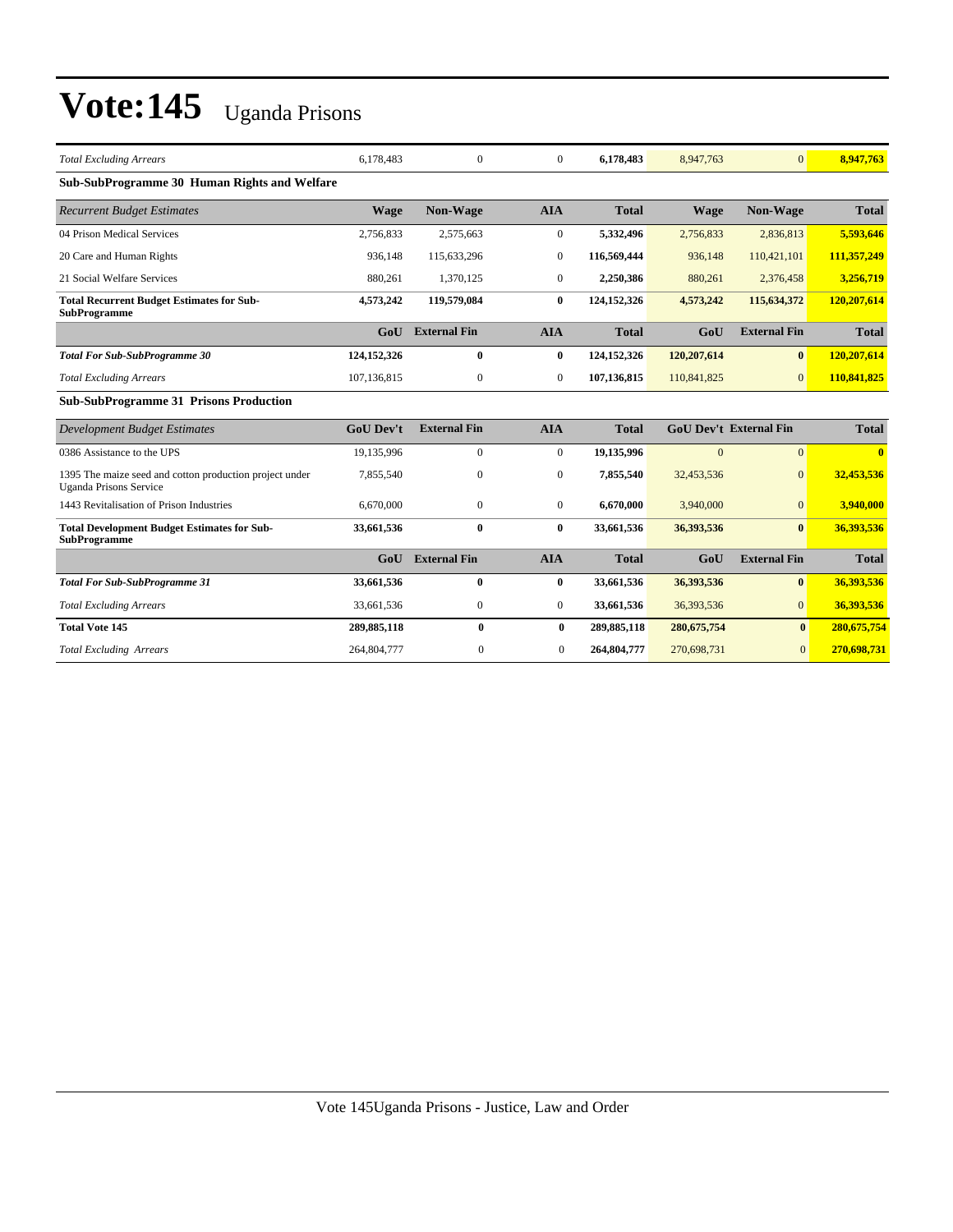# Vote:145 Uganda Prisons

| | | | | | | | |
|---|---|---|---|---|---|---|---|
| *Total Excluding Arrears* | 6,178,483 | 0 | 0 | **6,178,483** | 8,947,763 | 0 | **8,947,763** |

**Sub-SubProgramme 30 Human Rights and Welfare**

| *Recurrent Budget Estimates* | Wage | Non-Wage | AIA | Total | Wage | Non-Wage | Total |
|---|---|---|---|---|---|---|---|
| 04 Prison Medical Services | 2,756,833 | 2,575,663 | 0 | **5,332,496** | 2,756,833 | 2,836,813 | **5,593,646** |
| 20 Care and Human Rights | 936,148 | 115,633,296 | 0 | **116,569,444** | 936,148 | 110,421,101 | **111,357,249** |
| 21 Social Welfare Services | 880,261 | 1,370,125 | 0 | **2,250,386** | 880,261 | 2,376,458 | **3,256,719** |
| **Total Recurrent Budget Estimates for Sub-SubProgramme** | **4,573,242** | **119,579,084** | **0** | **124,152,326** | **4,573,242** | **115,634,372** | **120,207,614** |
| | **GoU** | **External Fin** | **AIA** | **Total** | **GoU** | **External Fin** | **Total** |
| ***Total For Sub-SubProgramme 30*** | **124,152,326** | **0** | **0** | **124,152,326** | **120,207,614** | **0** | **120,207,614** |
| *Total Excluding Arrears* | 107,136,815 | 0 | 0 | **107,136,815** | 110,841,825 | 0 | **110,841,825** |

**Sub-SubProgramme 31 Prisons Production**

| *Development Budget Estimates* | GoU Dev't | External Fin | AIA | Total | GoU Dev't | External Fin | Total |
|---|---|---|---|---|---|---|---|
| 0386 Assistance to the UPS | 19,135,996 | 0 | 0 | **19,135,996** | 0 | 0 | **0** |
| 1395 The maize seed and cotton production project under Uganda Prisons Service | 7,855,540 | 0 | 0 | **7,855,540** | 32,453,536 | 0 | **32,453,536** |
| 1443 Revitalisation of Prison Industries | 6,670,000 | 0 | 0 | **6,670,000** | 3,940,000 | 0 | **3,940,000** |
| **Total Development Budget Estimates for Sub-SubProgramme** | **33,661,536** | **0** | **0** | **33,661,536** | **36,393,536** | **0** | **36,393,536** |
| | **GoU** | **External Fin** | **AIA** | **Total** | **GoU** | **External Fin** | **Total** |
| ***Total For Sub-SubProgramme 31*** | **33,661,536** | **0** | **0** | **33,661,536** | **36,393,536** | **0** | **36,393,536** |
| *Total Excluding Arrears* | 33,661,536 | 0 | 0 | **33,661,536** | 36,393,536 | 0 | **36,393,536** |
| **Total Vote 145** | **289,885,118** | **0** | **0** | **289,885,118** | **280,675,754** | **0** | **280,675,754** |
| *Total Excluding Arrears* | 264,804,777 | 0 | 0 | **264,804,777** | 270,698,731 | 0 | **270,698,731** |

Vote 145Uganda Prisons - Justice, Law and Order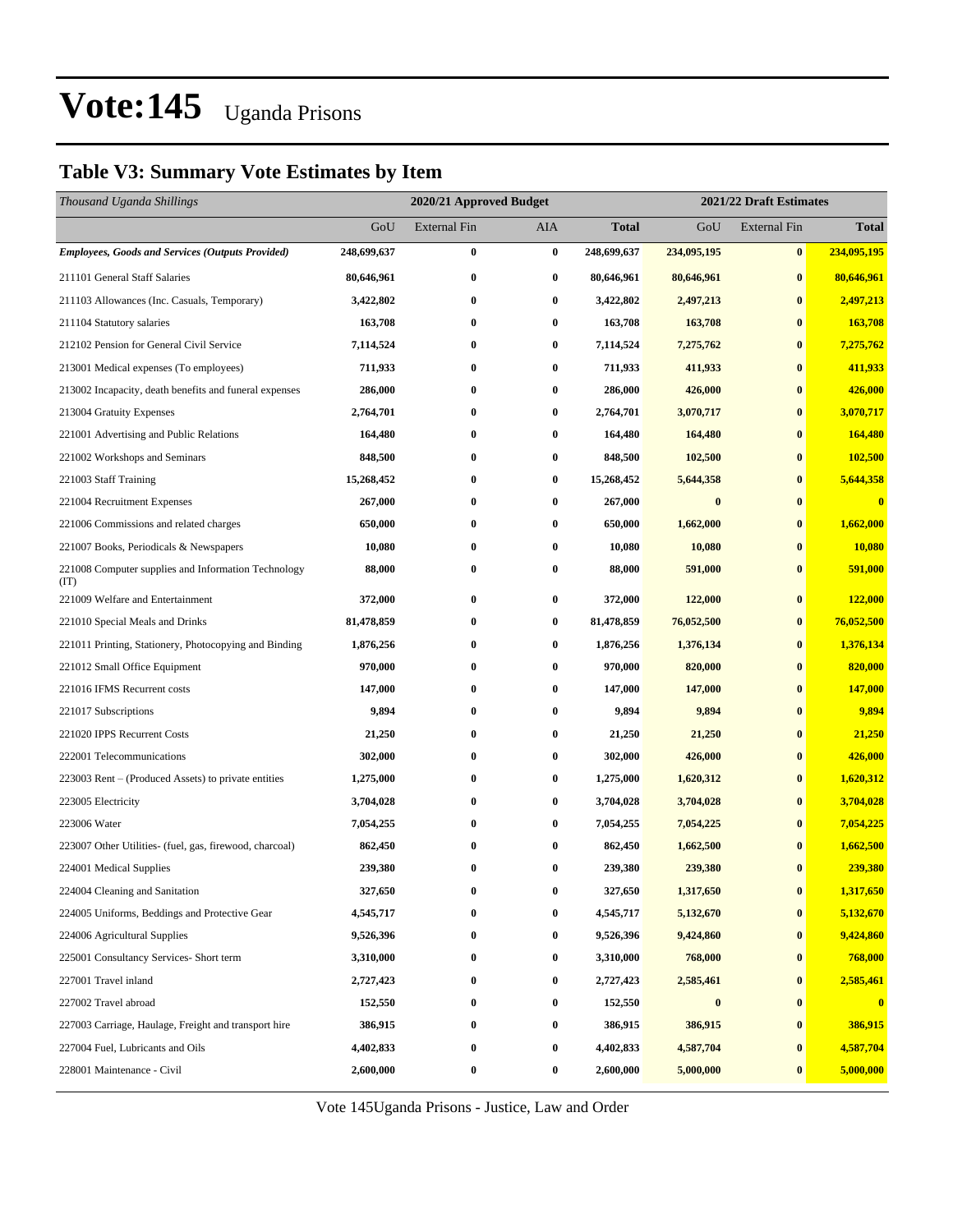# Vote:145 Uganda Prisons

## Table V3: Summary Vote Estimates by Item

| *Thousand Uganda Shillings* | 2020/21 Approved Budget | | | | 2021/22 Draft Estimates | | |
|---|---|---|---|---|---|---|---|
| | GoU | External Fin | AIA | **Total** | GoU | External Fin | **Total** |
| ***Employees, Goods and Services (Outputs Provided)*** | **248,699,637** | **0** | **0** | **248,699,637** | **234,095,195** | **0** | **234,095,195** |
| 211101 General Staff Salaries | **80,646,961** | **0** | **0** | **80,646,961** | **80,646,961** | **0** | **80,646,961** |
| 211103 Allowances (Inc. Casuals, Temporary) | **3,422,802** | **0** | **0** | **3,422,802** | **2,497,213** | **0** | **2,497,213** |
| 211104 Statutory salaries | **163,708** | **0** | **0** | **163,708** | **163,708** | **0** | **163,708** |
| 212102 Pension for General Civil Service | **7,114,524** | **0** | **0** | **7,114,524** | **7,275,762** | **0** | **7,275,762** |
| 213001 Medical expenses (To employees) | **711,933** | **0** | **0** | **711,933** | **411,933** | **0** | **411,933** |
| 213002 Incapacity, death benefits and funeral expenses | **286,000** | **0** | **0** | **286,000** | **426,000** | **0** | **426,000** |
| 213004 Gratuity Expenses | **2,764,701** | **0** | **0** | **2,764,701** | **3,070,717** | **0** | **3,070,717** |
| 221001 Advertising and Public Relations | **164,480** | **0** | **0** | **164,480** | **164,480** | **0** | **164,480** |
| 221002 Workshops and Seminars | **848,500** | **0** | **0** | **848,500** | **102,500** | **0** | **102,500** |
| 221003 Staff Training | **15,268,452** | **0** | **0** | **15,268,452** | **5,644,358** | **0** | **5,644,358** |
| 221004 Recruitment Expenses | **267,000** | **0** | **0** | **267,000** | **0** | **0** | **0** |
| 221006 Commissions and related charges | **650,000** | **0** | **0** | **650,000** | **1,662,000** | **0** | **1,662,000** |
| 221007 Books, Periodicals & Newspapers | **10,080** | **0** | **0** | **10,080** | **10,080** | **0** | **10,080** |
| 221008 Computer supplies and Information Technology (IT) | **88,000** | **0** | **0** | **88,000** | **591,000** | **0** | **591,000** |
| 221009 Welfare and Entertainment | **372,000** | **0** | **0** | **372,000** | **122,000** | **0** | **122,000** |
| 221010 Special Meals and Drinks | **81,478,859** | **0** | **0** | **81,478,859** | **76,052,500** | **0** | **76,052,500** |
| 221011 Printing, Stationery, Photocopying and Binding | **1,876,256** | **0** | **0** | **1,876,256** | **1,376,134** | **0** | **1,376,134** |
| 221012 Small Office Equipment | **970,000** | **0** | **0** | **970,000** | **820,000** | **0** | **820,000** |
| 221016 IFMS Recurrent costs | **147,000** | **0** | **0** | **147,000** | **147,000** | **0** | **147,000** |
| 221017 Subscriptions | **9,894** | **0** | **0** | **9,894** | **9,894** | **0** | **9,894** |
| 221020 IPPS Recurrent Costs | **21,250** | **0** | **0** | **21,250** | **21,250** | **0** | **21,250** |
| 222001 Telecommunications | **302,000** | **0** | **0** | **302,000** | **426,000** | **0** | **426,000** |
| 223003 Rent – (Produced Assets) to private entities | **1,275,000** | **0** | **0** | **1,275,000** | **1,620,312** | **0** | **1,620,312** |
| 223005 Electricity | **3,704,028** | **0** | **0** | **3,704,028** | **3,704,028** | **0** | **3,704,028** |
| 223006 Water | **7,054,255** | **0** | **0** | **7,054,255** | **7,054,225** | **0** | **7,054,225** |
| 223007 Other Utilities- (fuel, gas, firewood, charcoal) | **862,450** | **0** | **0** | **862,450** | **1,662,500** | **0** | **1,662,500** |
| 224001 Medical Supplies | **239,380** | **0** | **0** | **239,380** | **239,380** | **0** | **239,380** |
| 224004 Cleaning and Sanitation | **327,650** | **0** | **0** | **327,650** | **1,317,650** | **0** | **1,317,650** |
| 224005 Uniforms, Beddings and Protective Gear | **4,545,717** | **0** | **0** | **4,545,717** | **5,132,670** | **0** | **5,132,670** |
| 224006 Agricultural Supplies | **9,526,396** | **0** | **0** | **9,526,396** | **9,424,860** | **0** | **9,424,860** |
| 225001 Consultancy Services- Short term | **3,310,000** | **0** | **0** | **3,310,000** | **768,000** | **0** | **768,000** |
| 227001 Travel inland | **2,727,423** | **0** | **0** | **2,727,423** | **2,585,461** | **0** | **2,585,461** |
| 227002 Travel abroad | **152,550** | **0** | **0** | **152,550** | **0** | **0** | **0** |
| 227003 Carriage, Haulage, Freight and transport hire | **386,915** | **0** | **0** | **386,915** | **386,915** | **0** | **386,915** |
| 227004 Fuel, Lubricants and Oils | **4,402,833** | **0** | **0** | **4,402,833** | **4,587,704** | **0** | **4,587,704** |
| 228001 Maintenance - Civil | **2,600,000** | **0** | **0** | **2,600,000** | **5,000,000** | **0** | **5,000,000** |

Vote 145Uganda Prisons - Justice, Law and Order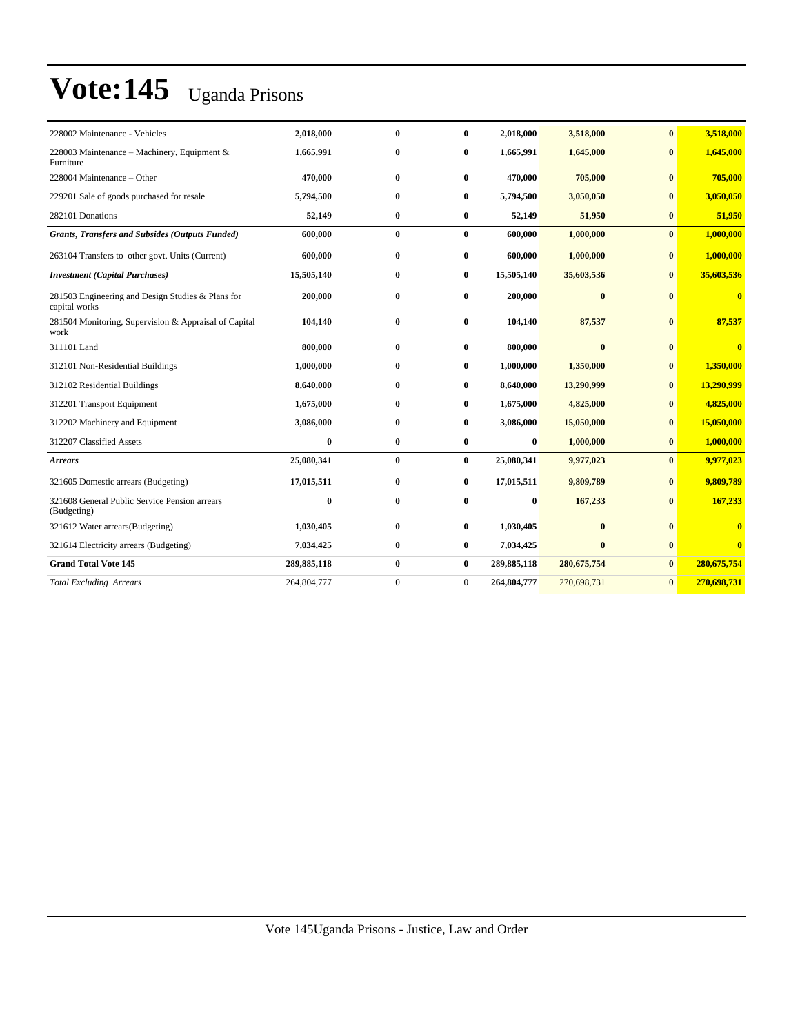# Vote:145 Uganda Prisons

| | | | | | | | |
|---|---|---|---|---|---|---|---|
| 228002 Maintenance - Vehicles | **2,018,000** | **0** | **0** | **2,018,000** | **3,518,000** | **0** | **3,518,000** |
| 228003 Maintenance – Machinery, Equipment & Furniture | **1,665,991** | **0** | **0** | **1,665,991** | **1,645,000** | **0** | **1,645,000** |
| 228004 Maintenance – Other | **470,000** | **0** | **0** | **470,000** | **705,000** | **0** | **705,000** |
| 229201 Sale of goods purchased for resale | **5,794,500** | **0** | **0** | **5,794,500** | **3,050,050** | **0** | **3,050,050** |
| 282101 Donations | **52,149** | **0** | **0** | **52,149** | **51,950** | **0** | **51,950** |
| ***Grants, Transfers and Subsides (Outputs Funded)*** | **600,000** | **0** | **0** | **600,000** | **1,000,000** | **0** | **1,000,000** |
| 263104 Transfers to other govt. Units (Current) | **600,000** | **0** | **0** | **600,000** | **1,000,000** | **0** | **1,000,000** |
| ***Investment (Capital Purchases)*** | **15,505,140** | **0** | **0** | **15,505,140** | **35,603,536** | **0** | **35,603,536** |
| 281503 Engineering and Design Studies & Plans for capital works | **200,000** | **0** | **0** | **200,000** | **0** | **0** | **0** |
| 281504 Monitoring, Supervision & Appraisal of Capital work | **104,140** | **0** | **0** | **104,140** | **87,537** | **0** | **87,537** |
| 311101 Land | **800,000** | **0** | **0** | **800,000** | **0** | **0** | **0** |
| 312101 Non-Residential Buildings | **1,000,000** | **0** | **0** | **1,000,000** | **1,350,000** | **0** | **1,350,000** |
| 312102 Residential Buildings | **8,640,000** | **0** | **0** | **8,640,000** | **13,290,999** | **0** | **13,290,999** |
| 312201 Transport Equipment | **1,675,000** | **0** | **0** | **1,675,000** | **4,825,000** | **0** | **4,825,000** |
| 312202 Machinery and Equipment | **3,086,000** | **0** | **0** | **3,086,000** | **15,050,000** | **0** | **15,050,000** |
| 312207 Classified Assets | **0** | **0** | **0** | **0** | **1,000,000** | **0** | **1,000,000** |
| ***Arrears*** | **25,080,341** | **0** | **0** | **25,080,341** | **9,977,023** | **0** | **9,977,023** |
| 321605 Domestic arrears (Budgeting) | **17,015,511** | **0** | **0** | **17,015,511** | **9,809,789** | **0** | **9,809,789** |
| 321608 General Public Service Pension arrears (Budgeting) | **0** | **0** | **0** | **0** | **167,233** | **0** | **167,233** |
| 321612 Water arrears(Budgeting) | **1,030,405** | **0** | **0** | **1,030,405** | **0** | **0** | **0** |
| 321614 Electricity arrears (Budgeting) | **7,034,425** | **0** | **0** | **7,034,425** | **0** | **0** | **0** |
| **Grand Total Vote 145** | **289,885,118** | **0** | **0** | **289,885,118** | **280,675,754** | **0** | **280,675,754** |
| *Total Excluding Arrears* | 264,804,777 | 0 | 0 | **264,804,777** | 270,698,731 | 0 | **270,698,731** |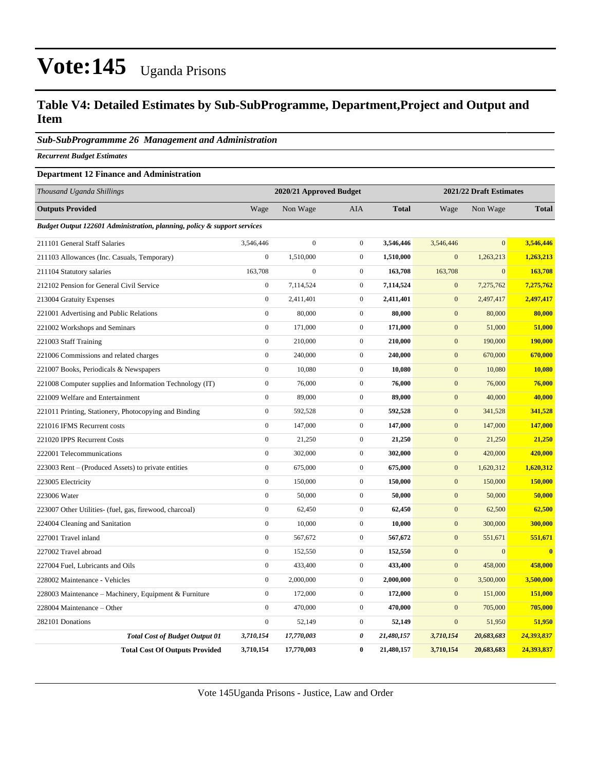# Vote:145 Uganda Prisons

## Table V4: Detailed Estimates by Sub-SubProgramme, Department,Project and Output and Item

### *Sub-SubProgrammme 26 Management and Administration*

***Recurrent Budget Estimates***

**Department 12 Finance and Administration**

| *Thousand Uganda Shillings* | 2020/21 Approved Budget | | | | 2021/22 Draft Estimates | | |
|---|---|---|---|---|---|---|---|
| **Outputs Provided** | Wage | Non Wage | AIA | **Total** | Wage | Non Wage | **Total** |
| ***Budget Output 122601 Administration, planning, policy & support services*** | | | | | | | |
| 211101 General Staff Salaries | 3,546,446 | 0 | 0 | **3,546,446** | 3,546,446 | 0 | **3,546,446** |
| 211103 Allowances (Inc. Casuals, Temporary) | 0 | 1,510,000 | 0 | **1,510,000** | 0 | 1,263,213 | **1,263,213** |
| 211104 Statutory salaries | 163,708 | 0 | 0 | **163,708** | 163,708 | 0 | **163,708** |
| 212102 Pension for General Civil Service | 0 | 7,114,524 | 0 | **7,114,524** | 0 | 7,275,762 | **7,275,762** |
| 213004 Gratuity Expenses | 0 | 2,411,401 | 0 | **2,411,401** | 0 | 2,497,417 | **2,497,417** |
| 221001 Advertising and Public Relations | 0 | 80,000 | 0 | **80,000** | 0 | 80,000 | **80,000** |
| 221002 Workshops and Seminars | 0 | 171,000 | 0 | **171,000** | 0 | 51,000 | **51,000** |
| 221003 Staff Training | 0 | 210,000 | 0 | **210,000** | 0 | 190,000 | **190,000** |
| 221006 Commissions and related charges | 0 | 240,000 | 0 | **240,000** | 0 | 670,000 | **670,000** |
| 221007 Books, Periodicals & Newspapers | 0 | 10,080 | 0 | **10,080** | 0 | 10,080 | **10,080** |
| 221008 Computer supplies and Information Technology (IT) | 0 | 76,000 | 0 | **76,000** | 0 | 76,000 | **76,000** |
| 221009 Welfare and Entertainment | 0 | 89,000 | 0 | **89,000** | 0 | 40,000 | **40,000** |
| 221011 Printing, Stationery, Photocopying and Binding | 0 | 592,528 | 0 | **592,528** | 0 | 341,528 | **341,528** |
| 221016 IFMS Recurrent costs | 0 | 147,000 | 0 | **147,000** | 0 | 147,000 | **147,000** |
| 221020 IPPS Recurrent Costs | 0 | 21,250 | 0 | **21,250** | 0 | 21,250 | **21,250** |
| 222001 Telecommunications | 0 | 302,000 | 0 | **302,000** | 0 | 420,000 | **420,000** |
| 223003 Rent – (Produced Assets) to private entities | 0 | 675,000 | 0 | **675,000** | 0 | 1,620,312 | **1,620,312** |
| 223005 Electricity | 0 | 150,000 | 0 | **150,000** | 0 | 150,000 | **150,000** |
| 223006 Water | 0 | 50,000 | 0 | **50,000** | 0 | 50,000 | **50,000** |
| 223007 Other Utilities- (fuel, gas, firewood, charcoal) | 0 | 62,450 | 0 | **62,450** | 0 | 62,500 | **62,500** |
| 224004 Cleaning and Sanitation | 0 | 10,000 | 0 | **10,000** | 0 | 300,000 | **300,000** |
| 227001 Travel inland | 0 | 567,672 | 0 | **567,672** | 0 | 551,671 | **551,671** |
| 227002 Travel abroad | 0 | 152,550 | 0 | **152,550** | 0 | 0 | **0** |
| 227004 Fuel, Lubricants and Oils | 0 | 433,400 | 0 | **433,400** | 0 | 458,000 | **458,000** |
| 228002 Maintenance - Vehicles | 0 | 2,000,000 | 0 | **2,000,000** | 0 | 3,500,000 | **3,500,000** |
| 228003 Maintenance – Machinery, Equipment & Furniture | 0 | 172,000 | 0 | **172,000** | 0 | 151,000 | **151,000** |
| 228004 Maintenance – Other | 0 | 470,000 | 0 | **470,000** | 0 | 705,000 | **705,000** |
| 282101 Donations | 0 | 52,149 | 0 | **52,149** | 0 | 51,950 | **51,950** |
| ***Total Cost of Budget Output 01*** | ***3,710,154*** | ***17,770,003*** | ***0*** | ***21,480,157*** | ***3,710,154*** | ***20,683,683*** | ***24,393,837*** |
| **Total Cost Of Outputs Provided** | **3,710,154** | **17,770,003** | **0** | **21,480,157** | **3,710,154** | **20,683,683** | **24,393,837** |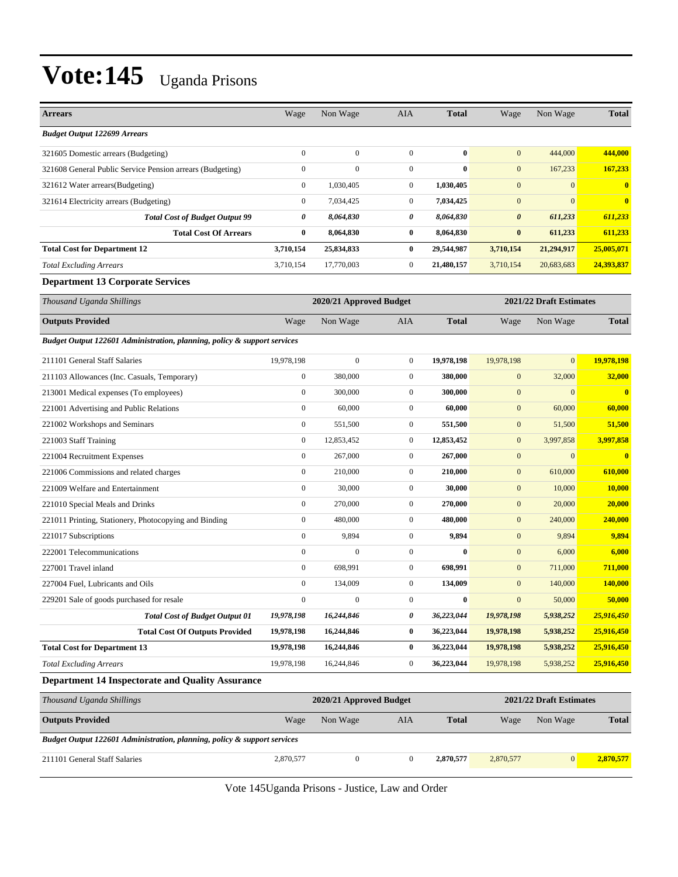# Vote:145 Uganda Prisons

| Arrears | Wage | Non Wage | AIA | Total | Wage | Non Wage | Total |
|---|---|---|---|---|---|---|---|
| ***Budget Output 122699 Arrears*** | | | | | | | |
| 321605 Domestic arrears (Budgeting) | 0 | 0 | 0 | **0** | 0 | 444,000 | **444,000** |
| 321608 General Public Service Pension arrears (Budgeting) | 0 | 0 | 0 | **0** | 0 | 167,233 | **167,233** |
| 321612 Water arrears(Budgeting) | 0 | 1,030,405 | 0 | **1,030,405** | 0 | 0 | **0** |
| 321614 Electricity arrears (Budgeting) | 0 | 7,034,425 | 0 | **7,034,425** | 0 | 0 | **0** |
| ***Total Cost of Budget Output 99*** | ***0*** | ***8,064,830*** | ***0*** | ***8,064,830*** | ***0*** | ***611,233*** | ***611,233*** |
| **Total Cost Of Arrears** | **0** | **8,064,830** | **0** | **8,064,830** | **0** | **611,233** | **611,233** |
| **Total Cost for Department 12** | **3,710,154** | **25,834,833** | **0** | **29,544,987** | **3,710,154** | **21,294,917** | **25,005,071** |
| *Total Excluding Arrears* | 3,710,154 | 17,770,003 | 0 | 21,480,157 | 3,710,154 | 20,683,683 | 24,393,837 |

### Department 13 Corporate Services

| *Thousand Uganda Shillings* | 2020/21 Approved Budget | | | | 2021/22 Draft Estimates | | |
|---|---|---|---|---|---|---|---|
| **Outputs Provided** | Wage | Non Wage | AIA | **Total** | Wage | Non Wage | **Total** |
| ***Budget Output 122601 Administration, planning, policy & support services*** | | | | | | | |
| 211101 General Staff Salaries | 19,978,198 | 0 | 0 | **19,978,198** | 19,978,198 | 0 | **19,978,198** |
| 211103 Allowances (Inc. Casuals, Temporary) | 0 | 380,000 | 0 | **380,000** | 0 | 32,000 | **32,000** |
| 213001 Medical expenses (To employees) | 0 | 300,000 | 0 | **300,000** | 0 | 0 | **0** |
| 221001 Advertising and Public Relations | 0 | 60,000 | 0 | **60,000** | 0 | 60,000 | **60,000** |
| 221002 Workshops and Seminars | 0 | 551,500 | 0 | **551,500** | 0 | 51,500 | **51,500** |
| 221003 Staff Training | 0 | 12,853,452 | 0 | **12,853,452** | 0 | 3,997,858 | **3,997,858** |
| 221004 Recruitment Expenses | 0 | 267,000 | 0 | **267,000** | 0 | 0 | **0** |
| 221006 Commissions and related charges | 0 | 210,000 | 0 | **210,000** | 0 | 610,000 | **610,000** |
| 221009 Welfare and Entertainment | 0 | 30,000 | 0 | **30,000** | 0 | 10,000 | **10,000** |
| 221010 Special Meals and Drinks | 0 | 270,000 | 0 | **270,000** | 0 | 20,000 | **20,000** |
| 221011 Printing, Stationery, Photocopying and Binding | 0 | 480,000 | 0 | **480,000** | 0 | 240,000 | **240,000** |
| 221017 Subscriptions | 0 | 9,894 | 0 | **9,894** | 0 | 9,894 | **9,894** |
| 222001 Telecommunications | 0 | 0 | 0 | **0** | 0 | 6,000 | **6,000** |
| 227001 Travel inland | 0 | 698,991 | 0 | **698,991** | 0 | 711,000 | **711,000** |
| 227004 Fuel, Lubricants and Oils | 0 | 134,009 | 0 | **134,009** | 0 | 140,000 | **140,000** |
| 229201 Sale of goods purchased for resale | 0 | 0 | 0 | **0** | 0 | 50,000 | **50,000** |
| ***Total Cost of Budget Output 01*** | ***19,978,198*** | ***16,244,846*** | ***0*** | ***36,223,044*** | ***19,978,198*** | ***5,938,252*** | ***25,916,450*** |
| **Total Cost Of Outputs Provided** | **19,978,198** | **16,244,846** | **0** | **36,223,044** | **19,978,198** | **5,938,252** | **25,916,450** |
| **Total Cost for Department 13** | **19,978,198** | **16,244,846** | **0** | **36,223,044** | **19,978,198** | **5,938,252** | **25,916,450** |
| *Total Excluding Arrears* | 19,978,198 | 16,244,846 | 0 | 36,223,044 | 19,978,198 | 5,938,252 | 25,916,450 |

### Department 14 Inspectorate and Quality Assurance

| *Thousand Uganda Shillings* | 2020/21 Approved Budget | | | | 2021/22 Draft Estimates | | |
|---|---|---|---|---|---|---|---|
| **Outputs Provided** | Wage | Non Wage | AIA | **Total** | Wage | Non Wage | **Total** |
| ***Budget Output 122601 Administration, planning, policy & support services*** | | | | | | | |
| 211101 General Staff Salaries | 2,870,577 | 0 | 0 | **2,870,577** | 2,870,577 | 0 | **2,870,577** |

Vote 145Uganda Prisons - Justice, Law and Order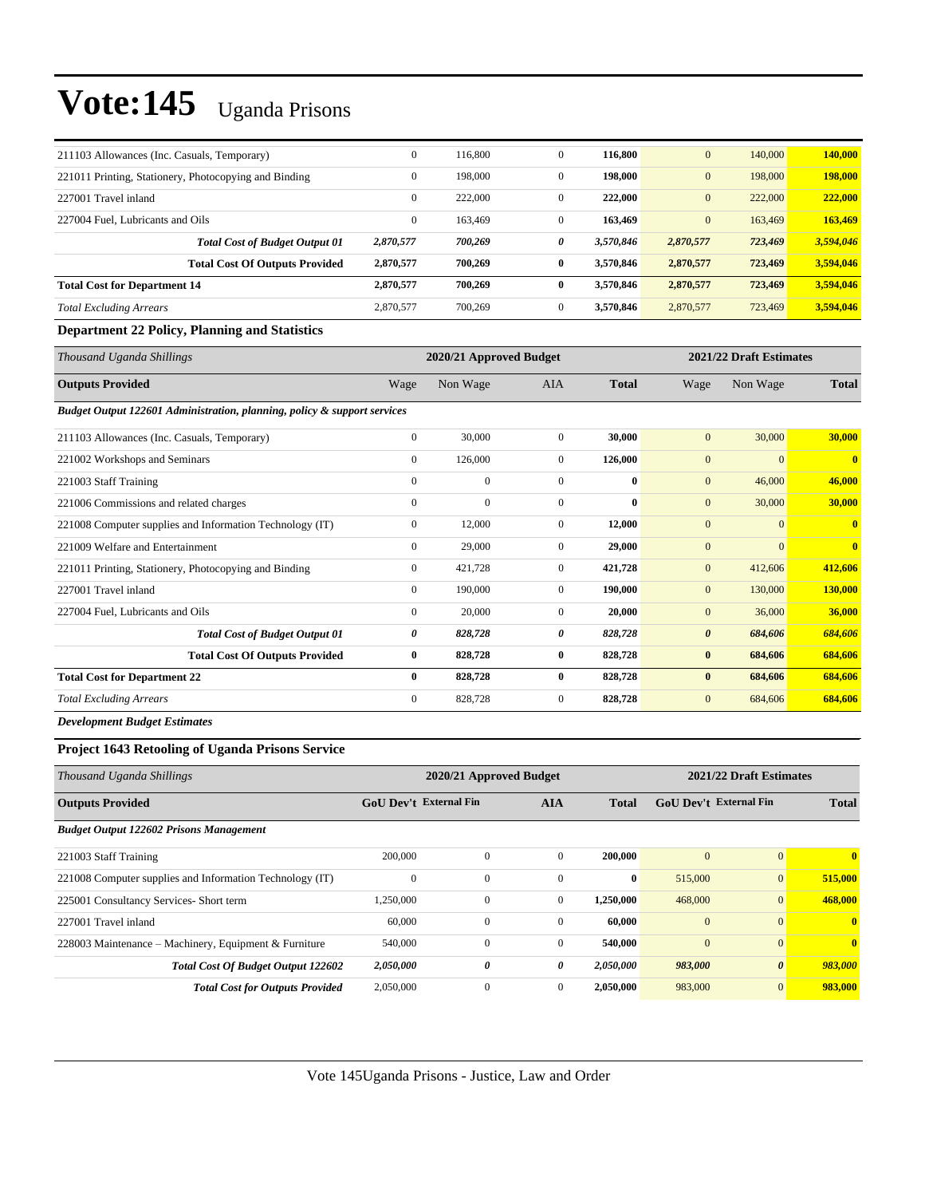# Vote:145 Uganda Prisons

| | | | | | | | |
|---|---|---|---|---|---|---|---|
| 211103 Allowances (Inc. Casuals, Temporary) | 0 | 116,800 | 0 | **116,800** | 0 | 140,000 | **140,000** |
| 221011 Printing, Stationery, Photocopying and Binding | 0 | 198,000 | 0 | **198,000** | 0 | 198,000 | **198,000** |
| 227001 Travel inland | 0 | 222,000 | 0 | **222,000** | 0 | 222,000 | **222,000** |
| 227004 Fuel, Lubricants and Oils | 0 | 163,469 | 0 | **163,469** | 0 | 163,469 | **163,469** |
| ***Total Cost of Budget Output 01*** | ***2,870,577*** | ***700,269*** | ***0*** | ***3,570,846*** | ***2,870,577*** | ***723,469*** | ***3,594,046*** |
| **Total Cost Of Outputs Provided** | **2,870,577** | **700,269** | **0** | **3,570,846** | **2,870,577** | **723,469** | **3,594,046** |
| **Total Cost for Department 14** | **2,870,577** | **700,269** | **0** | **3,570,846** | **2,870,577** | **723,469** | **3,594,046** |
| *Total Excluding Arrears* | 2,870,577 | 700,269 | 0 | **3,570,846** | 2,870,577 | 723,469 | **3,594,046** |

### Department 22 Policy, Planning and Statistics

| *Thousand Uganda Shillings* | 2020/21 Approved Budget | | | | 2021/22 Draft Estimates | | |
|---|---|---|---|---|---|---|---|
| **Outputs Provided** | Wage | Non Wage | AIA | **Total** | Wage | Non Wage | **Total** |
| ***Budget Output 122601 Administration, planning, policy & support services*** | | | | | | | |
| 211103 Allowances (Inc. Casuals, Temporary) | 0 | 30,000 | 0 | **30,000** | 0 | 30,000 | **30,000** |
| 221002 Workshops and Seminars | 0 | 126,000 | 0 | **126,000** | 0 | 0 | **0** |
| 221003 Staff Training | 0 | 0 | 0 | **0** | 0 | 46,000 | **46,000** |
| 221006 Commissions and related charges | 0 | 0 | 0 | **0** | 0 | 30,000 | **30,000** |
| 221008 Computer supplies and Information Technology (IT) | 0 | 12,000 | 0 | **12,000** | 0 | 0 | **0** |
| 221009 Welfare and Entertainment | 0 | 29,000 | 0 | **29,000** | 0 | 0 | **0** |
| 221011 Printing, Stationery, Photocopying and Binding | 0 | 421,728 | 0 | **421,728** | 0 | 412,606 | **412,606** |
| 227001 Travel inland | 0 | 190,000 | 0 | **190,000** | 0 | 130,000 | **130,000** |
| 227004 Fuel, Lubricants and Oils | 0 | 20,000 | 0 | **20,000** | 0 | 36,000 | **36,000** |
| ***Total Cost of Budget Output 01*** | ***0*** | ***828,728*** | ***0*** | ***828,728*** | ***0*** | ***684,606*** | ***684,606*** |
| **Total Cost Of Outputs Provided** | **0** | **828,728** | **0** | **828,728** | **0** | **684,606** | **684,606** |
| **Total Cost for Department 22** | **0** | **828,728** | **0** | **828,728** | **0** | **684,606** | **684,606** |
| *Total Excluding Arrears* | 0 | 828,728 | 0 | **828,728** | 0 | 684,606 | **684,606** |

***Development Budget Estimates***

### Project 1643 Retooling of Uganda Prisons Service

| *Thousand Uganda Shillings* | 2020/21 Approved Budget | | | | 2021/22 Draft Estimates | | |
|---|---|---|---|---|---|---|---|
| **Outputs Provided** | **GoU Dev't** | **External Fin** | **AIA** | **Total** | **GoU Dev't** | **External Fin** | **Total** |
| ***Budget Output 122602 Prisons Management*** | | | | | | | |
| 221003 Staff Training | 200,000 | 0 | 0 | **200,000** | 0 | 0 | **0** |
| 221008 Computer supplies and Information Technology (IT) | 0 | 0 | 0 | **0** | 515,000 | 0 | **515,000** |
| 225001 Consultancy Services- Short term | 1,250,000 | 0 | 0 | **1,250,000** | 468,000 | 0 | **468,000** |
| 227001 Travel inland | 60,000 | 0 | 0 | **60,000** | 0 | 0 | **0** |
| 228003 Maintenance – Machinery, Equipment & Furniture | 540,000 | 0 | 0 | **540,000** | 0 | 0 | **0** |
| ***Total Cost Of Budget Output 122602*** | ***2,050,000*** | ***0*** | ***0*** | ***2,050,000*** | ***983,000*** | ***0*** | ***983,000*** |
| ***Total Cost for Outputs Provided*** | 2,050,000 | 0 | 0 | **2,050,000** | 983,000 | 0 | **983,000** |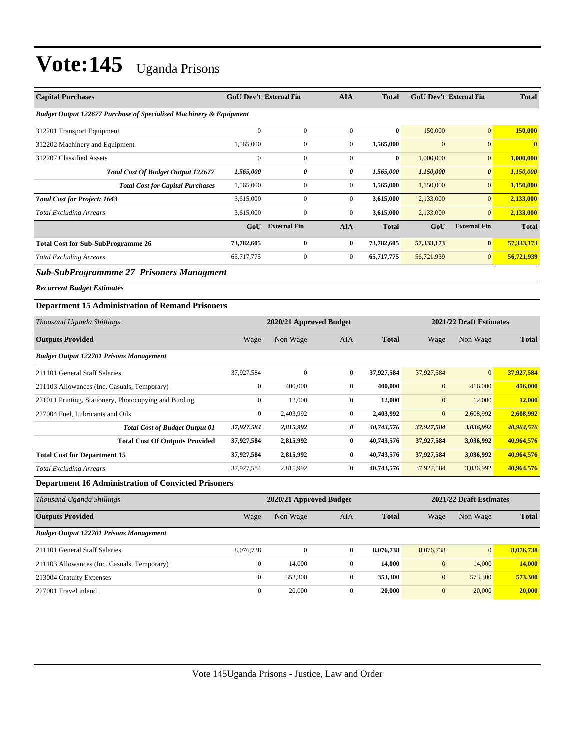# Vote:145 Uganda Prisons

| Capital Purchases | GoU Dev't | External Fin | AIA | Total | GoU Dev't | External Fin | Total |
|---|---|---|---|---|---|---|---|
| ***Budget Output 122677 Purchase of Specialised Machinery & Equipment*** | | | | | | | |
| 312201 Transport Equipment | 0 | 0 | 0 | **0** | 150,000 | 0 | **150,000** |
| 312202 Machinery and Equipment | 1,565,000 | 0 | 0 | **1,565,000** | 0 | 0 | **0** |
| 312207 Classified Assets | 0 | 0 | 0 | **0** | 1,000,000 | 0 | **1,000,000** |
| ***Total Cost Of Budget Output 122677*** | ***1,565,000*** | ***0*** | ***0*** | ***1,565,000*** | ***1,150,000*** | ***0*** | ***1,150,000*** |
| ***Total Cost for Capital Purchases*** | 1,565,000 | 0 | 0 | **1,565,000** | 1,150,000 | 0 | **1,150,000** |
| ***Total Cost for Project: 1643*** | 3,615,000 | 0 | 0 | **3,615,000** | 2,133,000 | 0 | **2,133,000** |
| *Total Excluding Arrears* | 3,615,000 | 0 | 0 | **3,615,000** | 2,133,000 | 0 | **2,133,000** |
| | **GoU** | **External Fin** | **AIA** | **Total** | **GoU** | **External Fin** | **Total** |
| **Total Cost for Sub-SubProgramme 26** | **73,782,605** | **0** | **0** | **73,782,605** | **57,333,173** | **0** | **57,333,173** |
| *Total Excluding Arrears* | 65,717,775 | 0 | 0 | **65,717,775** | 56,721,939 | 0 | **56,721,939** |

## *Sub-SubProgrammme 27 Prisoners Managment*

***Recurrent Budget Estimates***

### Department 15 Administration of Remand Prisoners

| *Thousand Uganda Shillings* | 2020/21 Approved Budget | | | | 2021/22 Draft Estimates | | |
|---|---|---|---|---|---|---|---|
| **Outputs Provided** | Wage | Non Wage | AIA | **Total** | Wage | Non Wage | **Total** |
| ***Budget Output 122701 Prisons Management*** | | | | | | | |
| 211101 General Staff Salaries | 37,927,584 | 0 | 0 | **37,927,584** | 37,927,584 | 0 | **37,927,584** |
| 211103 Allowances (Inc. Casuals, Temporary) | 0 | 400,000 | 0 | **400,000** | 0 | 416,000 | **416,000** |
| 221011 Printing, Stationery, Photocopying and Binding | 0 | 12,000 | 0 | **12,000** | 0 | 12,000 | **12,000** |
| 227004 Fuel, Lubricants and Oils | 0 | 2,403,992 | 0 | **2,403,992** | 0 | 2,608,992 | **2,608,992** |
| ***Total Cost of Budget Output 01*** | ***37,927,584*** | ***2,815,992*** | ***0*** | ***40,743,576*** | ***37,927,584*** | ***3,036,992*** | ***40,964,576*** |
| **Total Cost Of Outputs Provided** | **37,927,584** | **2,815,992** | **0** | **40,743,576** | **37,927,584** | **3,036,992** | **40,964,576** |
| **Total Cost for Department 15** | **37,927,584** | **2,815,992** | **0** | **40,743,576** | **37,927,584** | **3,036,992** | **40,964,576** |
| *Total Excluding Arrears* | 37,927,584 | 2,815,992 | 0 | **40,743,576** | 37,927,584 | 3,036,992 | **40,964,576** |

### Department 16 Administration of Convicted Prisoners

| *Thousand Uganda Shillings* | 2020/21 Approved Budget | | | | 2021/22 Draft Estimates | | |
|---|---|---|---|---|---|---|---|
| **Outputs Provided** | Wage | Non Wage | AIA | **Total** | Wage | Non Wage | **Total** |
| ***Budget Output 122701 Prisons Management*** | | | | | | | |
| 211101 General Staff Salaries | 8,076,738 | 0 | 0 | **8,076,738** | 8,076,738 | 0 | **8,076,738** |
| 211103 Allowances (Inc. Casuals, Temporary) | 0 | 14,000 | 0 | **14,000** | 0 | 14,000 | **14,000** |
| 213004 Gratuity Expenses | 0 | 353,300 | 0 | **353,300** | 0 | 573,300 | **573,300** |
| 227001 Travel inland | 0 | 20,000 | 0 | **20,000** | 0 | 20,000 | **20,000** |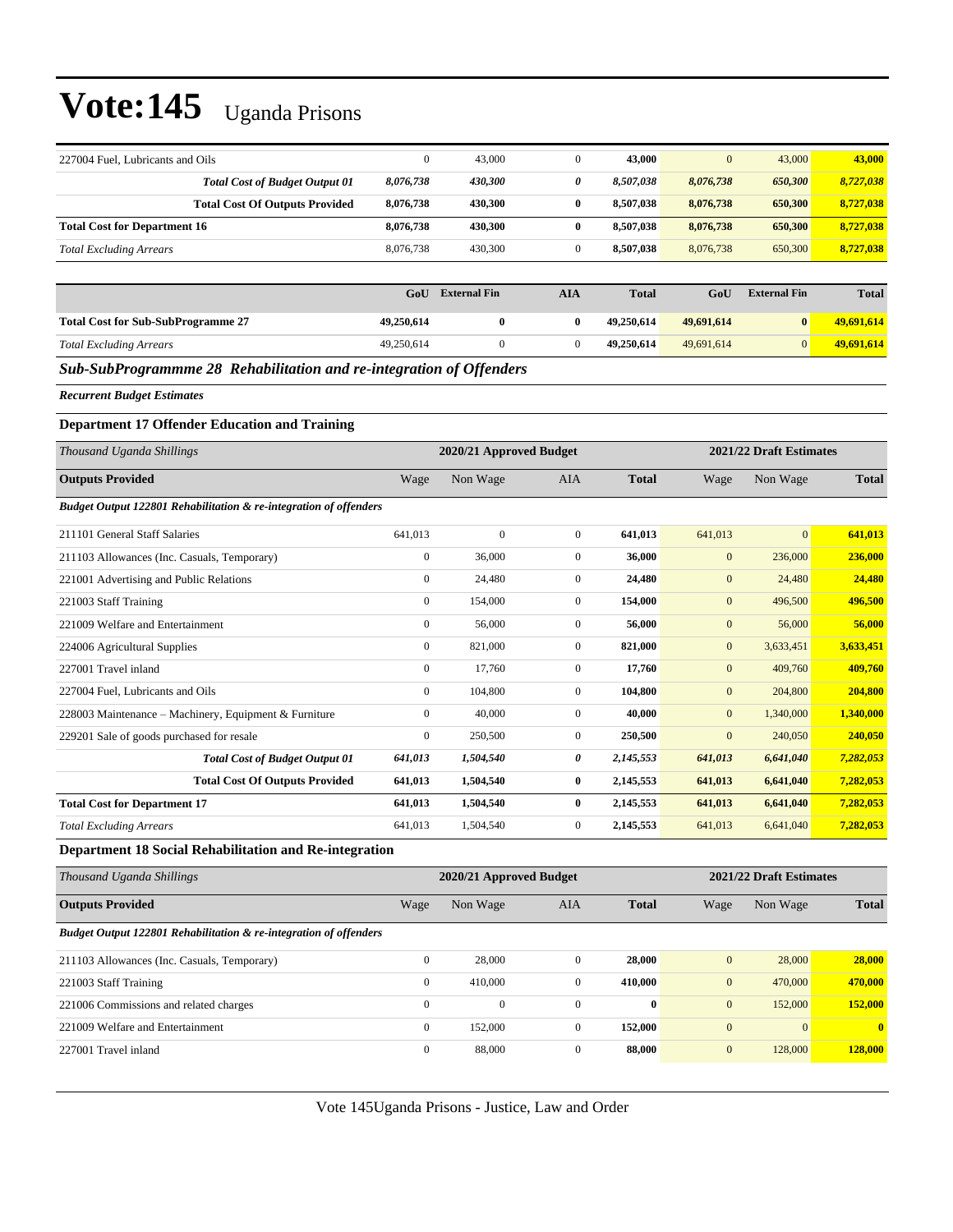| | | | | | | | |
|---|---|---|---|---|---|---|---|
| 227004 Fuel, Lubricants and Oils | 0 | 43,000 | 0 | **43,000** | 0 | 43,000 | **43,000** |
| ***Total Cost of Budget Output 01*** | ***8,076,738*** | ***430,300*** | ***0*** | ***8,507,038*** | ***8,076,738*** | ***650,300*** | ***8,727,038*** |
| **Total Cost Of Outputs Provided** | **8,076,738** | **430,300** | **0** | **8,507,038** | **8,076,738** | **650,300** | **8,727,038** |
| **Total Cost for Department 16** | **8,076,738** | **430,300** | **0** | **8,507,038** | **8,076,738** | **650,300** | **8,727,038** |
| *Total Excluding Arrears* | 8,076,738 | 430,300 | 0 | **8,507,038** | 8,076,738 | 650,300 | **8,727,038** |

| | GoU | External Fin | AIA | Total | GoU | External Fin | Total |
|---|---|---|---|---|---|---|---|
| **Total Cost for Sub-SubProgramme 27** | **49,250,614** | **0** | **0** | **49,250,614** | **49,691,614** | **0** | **49,691,614** |
| *Total Excluding Arrears* | 49,250,614 | 0 | 0 | **49,250,614** | 49,691,614 | 0 | **49,691,614** |

### *Sub-SubProgrammme 28 Rehabilitation and re-integration of Offenders*

***Recurrent Budget Estimates***

**Department 17 Offender Education and Training**

| *Thousand Uganda Shillings* | 2020/21 Approved Budget | | | | 2021/22 Draft Estimates | | |
|---|---|---|---|---|---|---|---|
| **Outputs Provided** | Wage | Non Wage | AIA | **Total** | Wage | Non Wage | **Total** |
| ***Budget Output 122801 Rehabilitation & re-integration of offenders*** | | | | | | | |
| 211101 General Staff Salaries | 641,013 | 0 | 0 | **641,013** | 641,013 | 0 | **641,013** |
| 211103 Allowances (Inc. Casuals, Temporary) | 0 | 36,000 | 0 | **36,000** | 0 | 236,000 | **236,000** |
| 221001 Advertising and Public Relations | 0 | 24,480 | 0 | **24,480** | 0 | 24,480 | **24,480** |
| 221003 Staff Training | 0 | 154,000 | 0 | **154,000** | 0 | 496,500 | **496,500** |
| 221009 Welfare and Entertainment | 0 | 56,000 | 0 | **56,000** | 0 | 56,000 | **56,000** |
| 224006 Agricultural Supplies | 0 | 821,000 | 0 | **821,000** | 0 | 3,633,451 | **3,633,451** |
| 227001 Travel inland | 0 | 17,760 | 0 | **17,760** | 0 | 409,760 | **409,760** |
| 227004 Fuel, Lubricants and Oils | 0 | 104,800 | 0 | **104,800** | 0 | 204,800 | **204,800** |
| 228003 Maintenance – Machinery, Equipment & Furniture | 0 | 40,000 | 0 | **40,000** | 0 | 1,340,000 | **1,340,000** |
| 229201 Sale of goods purchased for resale | 0 | 250,500 | 0 | **250,500** | 0 | 240,050 | **240,050** |
| ***Total Cost of Budget Output 01*** | ***641,013*** | ***1,504,540*** | ***0*** | ***2,145,553*** | ***641,013*** | ***6,641,040*** | ***7,282,053*** |
| **Total Cost Of Outputs Provided** | **641,013** | **1,504,540** | **0** | **2,145,553** | **641,013** | **6,641,040** | **7,282,053** |
| **Total Cost for Department 17** | **641,013** | **1,504,540** | **0** | **2,145,553** | **641,013** | **6,641,040** | **7,282,053** |
| *Total Excluding Arrears* | 641,013 | 1,504,540 | 0 | **2,145,553** | 641,013 | 6,641,040 | **7,282,053** |

**Department 18 Social Rehabilitation and Re-integration**

| *Thousand Uganda Shillings* | 2020/21 Approved Budget | | | | 2021/22 Draft Estimates | | |
|---|---|---|---|---|---|---|---|
| **Outputs Provided** | Wage | Non Wage | AIA | **Total** | Wage | Non Wage | **Total** |
| ***Budget Output 122801 Rehabilitation & re-integration of offenders*** | | | | | | | |
| 211103 Allowances (Inc. Casuals, Temporary) | 0 | 28,000 | 0 | **28,000** | 0 | 28,000 | **28,000** |
| 221003 Staff Training | 0 | 410,000 | 0 | **410,000** | 0 | 470,000 | **470,000** |
| 221006 Commissions and related charges | 0 | 0 | 0 | **0** | 0 | 152,000 | **152,000** |
| 221009 Welfare and Entertainment | 0 | 152,000 | 0 | **152,000** | 0 | 0 | **0** |
| 227001 Travel inland | 0 | 88,000 | 0 | **88,000** | 0 | 128,000 | **128,000** |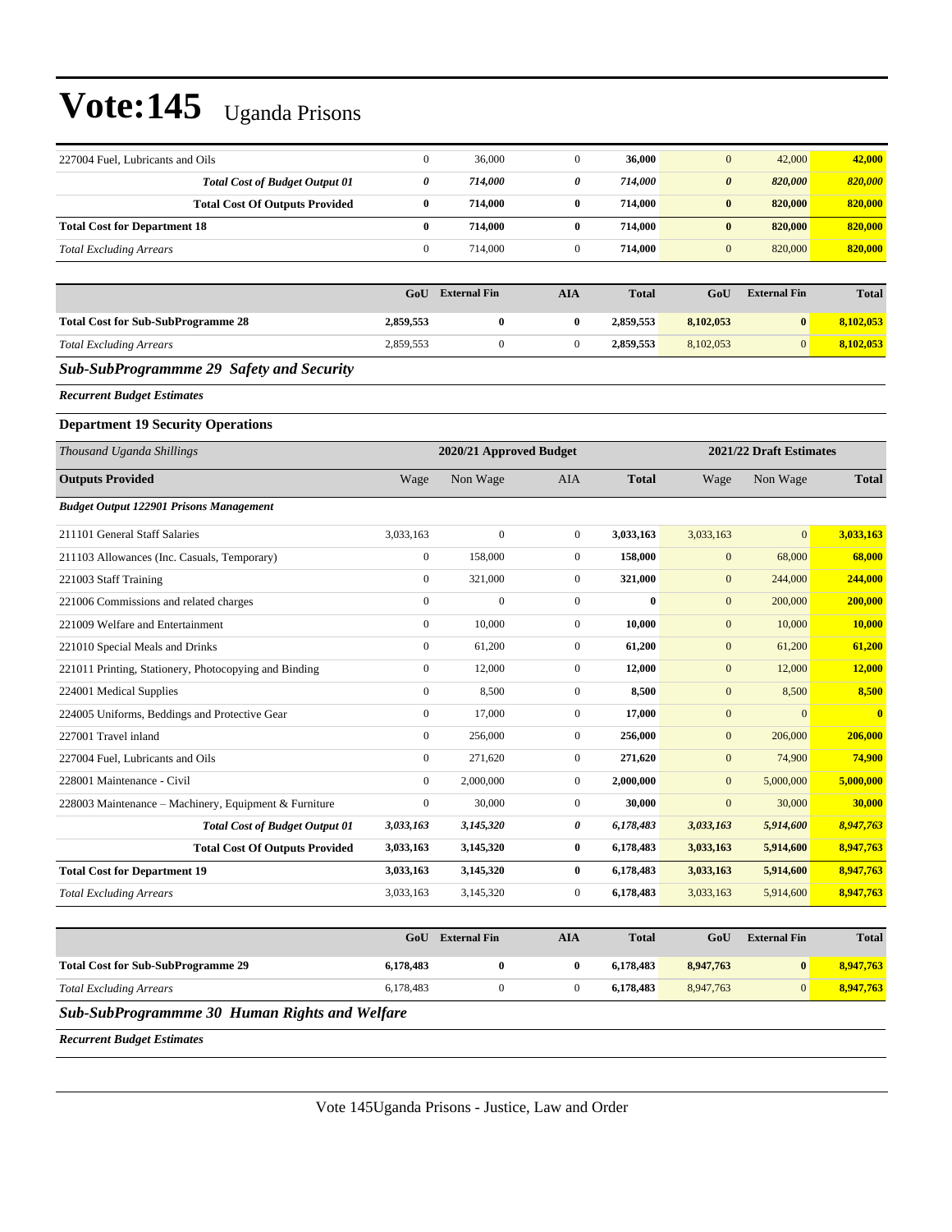| | | | | | | | |
|---|---|---|---|---|---|---|---|
| 227004 Fuel, Lubricants and Oils | 0 | 36,000 | 0 | **36,000** | 0 | 42,000 | **42,000** |
| ***Total Cost of Budget Output 01*** | ***0*** | ***714,000*** | ***0*** | ***714,000*** | ***0*** | ***820,000*** | ***820,000*** |
| **Total Cost Of Outputs Provided** | **0** | **714,000** | **0** | **714,000** | **0** | **820,000** | **820,000** |
| **Total Cost for Department 18** | **0** | **714,000** | **0** | **714,000** | **0** | **820,000** | **820,000** |
| *Total Excluding Arrears* | 0 | 714,000 | 0 | **714,000** | 0 | 820,000 | **820,000** |

| | GoU | External Fin | AIA | Total | GoU | External Fin | Total |
|---|---|---|---|---|---|---|---|
| **Total Cost for Sub-SubProgramme 28** | **2,859,553** | **0** | **0** | **2,859,553** | **8,102,053** | **0** | **8,102,053** |
| *Total Excluding Arrears* | 2,859,553 | 0 | 0 | **2,859,553** | 8,102,053 | 0 | **8,102,053** |

### *Sub-SubProgrammme 29 Safety and Security*

***Recurrent Budget Estimates***

**Department 19 Security Operations**

| *Thousand Uganda Shillings* | 2020/21 Approved Budget | | | | 2021/22 Draft Estimates | | |
|---|---|---|---|---|---|---|---|
| **Outputs Provided** | Wage | Non Wage | AIA | **Total** | Wage | Non Wage | **Total** |
| ***Budget Output 122901 Prisons Management*** | | | | | | | |
| 211101 General Staff Salaries | 3,033,163 | 0 | 0 | **3,033,163** | 3,033,163 | 0 | **3,033,163** |
| 211103 Allowances (Inc. Casuals, Temporary) | 0 | 158,000 | 0 | **158,000** | 0 | 68,000 | **68,000** |
| 221003 Staff Training | 0 | 321,000 | 0 | **321,000** | 0 | 244,000 | **244,000** |
| 221006 Commissions and related charges | 0 | 0 | 0 | **0** | 0 | 200,000 | **200,000** |
| 221009 Welfare and Entertainment | 0 | 10,000 | 0 | **10,000** | 0 | 10,000 | **10,000** |
| 221010 Special Meals and Drinks | 0 | 61,200 | 0 | **61,200** | 0 | 61,200 | **61,200** |
| 221011 Printing, Stationery, Photocopying and Binding | 0 | 12,000 | 0 | **12,000** | 0 | 12,000 | **12,000** |
| 224001 Medical Supplies | 0 | 8,500 | 0 | **8,500** | 0 | 8,500 | **8,500** |
| 224005 Uniforms, Beddings and Protective Gear | 0 | 17,000 | 0 | **17,000** | 0 | 0 | **0** |
| 227001 Travel inland | 0 | 256,000 | 0 | **256,000** | 0 | 206,000 | **206,000** |
| 227004 Fuel, Lubricants and Oils | 0 | 271,620 | 0 | **271,620** | 0 | 74,900 | **74,900** |
| 228001 Maintenance - Civil | 0 | 2,000,000 | 0 | **2,000,000** | 0 | 5,000,000 | **5,000,000** |
| 228003 Maintenance – Machinery, Equipment & Furniture | 0 | 30,000 | 0 | **30,000** | 0 | 30,000 | **30,000** |
| ***Total Cost of Budget Output 01*** | ***3,033,163*** | ***3,145,320*** | ***0*** | ***6,178,483*** | ***3,033,163*** | ***5,914,600*** | ***8,947,763*** |
| **Total Cost Of Outputs Provided** | **3,033,163** | **3,145,320** | **0** | **6,178,483** | **3,033,163** | **5,914,600** | **8,947,763** |
| **Total Cost for Department 19** | **3,033,163** | **3,145,320** | **0** | **6,178,483** | **3,033,163** | **5,914,600** | **8,947,763** |
| *Total Excluding Arrears* | 3,033,163 | 3,145,320 | 0 | **6,178,483** | 3,033,163 | 5,914,600 | **8,947,763** |

| | GoU | External Fin | AIA | Total | GoU | External Fin | Total |
|---|---|---|---|---|---|---|---|
| **Total Cost for Sub-SubProgramme 29** | **6,178,483** | **0** | **0** | **6,178,483** | **8,947,763** | **0** | **8,947,763** |
| *Total Excluding Arrears* | 6,178,483 | 0 | 0 | **6,178,483** | 8,947,763 | 0 | **8,947,763** |

### *Sub-SubProgrammme 30 Human Rights and Welfare*

***Recurrent Budget Estimates***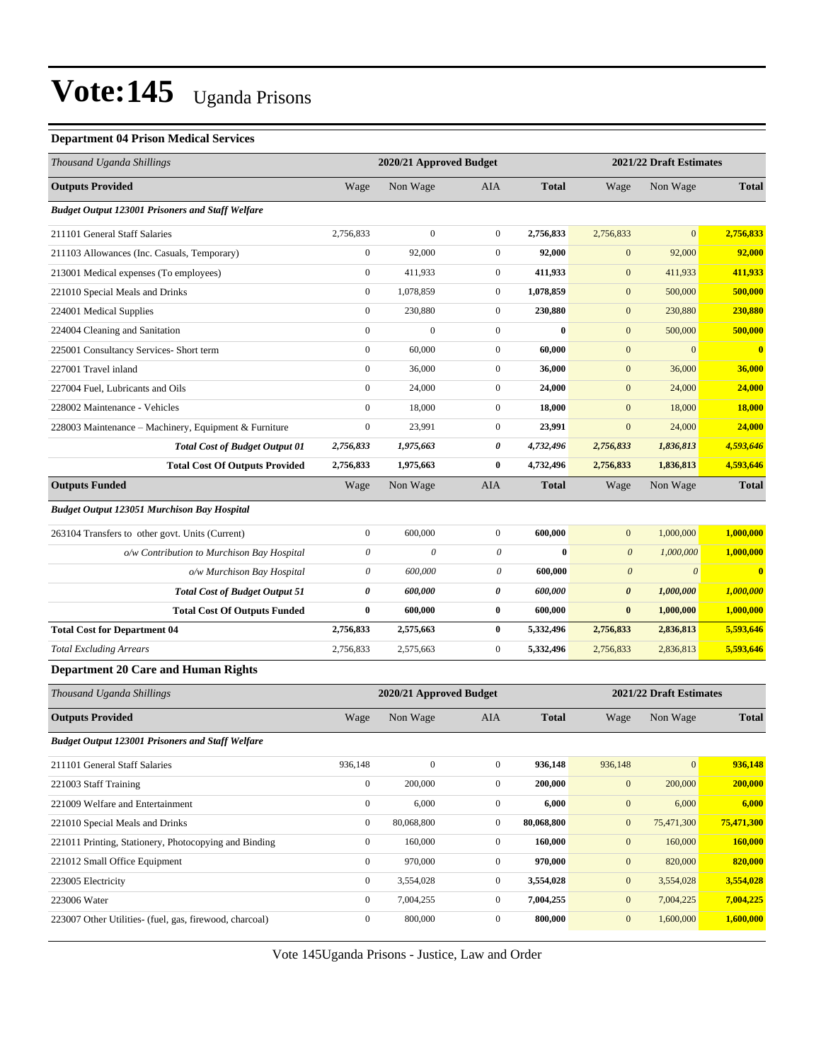# Vote:145 Uganda Prisons

### Department 04 Prison Medical Services

| *Thousand Uganda Shillings* | 2020/21 Approved Budget | | | | 2021/22 Draft Estimates | | |
|---|---|---|---|---|---|---|---|
| **Outputs Provided** | Wage | Non Wage | AIA | **Total** | Wage | Non Wage | **Total** |
| ***Budget Output 123001 Prisoners and Staff Welfare*** | | | | | | | |
| 211101 General Staff Salaries | 2,756,833 | 0 | 0 | **2,756,833** | 2,756,833 | 0 | **2,756,833** |
| 211103 Allowances (Inc. Casuals, Temporary) | 0 | 92,000 | 0 | **92,000** | 0 | 92,000 | **92,000** |
| 213001 Medical expenses (To employees) | 0 | 411,933 | 0 | **411,933** | 0 | 411,933 | **411,933** |
| 221010 Special Meals and Drinks | 0 | 1,078,859 | 0 | **1,078,859** | 0 | 500,000 | **500,000** |
| 224001 Medical Supplies | 0 | 230,880 | 0 | **230,880** | 0 | 230,880 | **230,880** |
| 224004 Cleaning and Sanitation | 0 | 0 | 0 | **0** | 0 | 500,000 | **500,000** |
| 225001 Consultancy Services- Short term | 0 | 60,000 | 0 | **60,000** | 0 | 0 | **0** |
| 227001 Travel inland | 0 | 36,000 | 0 | **36,000** | 0 | 36,000 | **36,000** |
| 227004 Fuel, Lubricants and Oils | 0 | 24,000 | 0 | **24,000** | 0 | 24,000 | **24,000** |
| 228002 Maintenance - Vehicles | 0 | 18,000 | 0 | **18,000** | 0 | 18,000 | **18,000** |
| 228003 Maintenance – Machinery, Equipment & Furniture | 0 | 23,991 | 0 | **23,991** | 0 | 24,000 | **24,000** |
| ***Total Cost of Budget Output 01*** | ***2,756,833*** | ***1,975,663*** | ***0*** | ***4,732,496*** | ***2,756,833*** | ***1,836,813*** | ***4,593,646*** |
| **Total Cost Of Outputs Provided** | **2,756,833** | **1,975,663** | **0** | **4,732,496** | **2,756,833** | **1,836,813** | **4,593,646** |
| **Outputs Funded** | Wage | Non Wage | AIA | **Total** | Wage | Non Wage | **Total** |
| ***Budget Output 123051 Murchison Bay Hospital*** | | | | | | | |
| 263104 Transfers to other govt. Units (Current) | 0 | 600,000 | 0 | **600,000** | 0 | 1,000,000 | **1,000,000** |
| *o/w Contribution to Murchison Bay Hospital* | *0* | *0* | *0* | **0** | *0* | *1,000,000* | **1,000,000** |
| *o/w Murchison Bay Hospital* | *0* | *600,000* | *0* | **600,000** | *0* | *0* | **0** |
| ***Total Cost of Budget Output 51*** | ***0*** | ***600,000*** | ***0*** | ***600,000*** | ***0*** | ***1,000,000*** | ***1,000,000*** |
| **Total Cost Of Outputs Funded** | **0** | **600,000** | **0** | **600,000** | **0** | **1,000,000** | **1,000,000** |
| **Total Cost for Department 04** | **2,756,833** | **2,575,663** | **0** | **5,332,496** | **2,756,833** | **2,836,813** | **5,593,646** |
| *Total Excluding Arrears* | 2,756,833 | 2,575,663 | 0 | 5,332,496 | 2,756,833 | 2,836,813 | 5,593,646 |

### Department 20 Care and Human Rights

| *Thousand Uganda Shillings* | 2020/21 Approved Budget | | | | 2021/22 Draft Estimates | | |
|---|---|---|---|---|---|---|---|
| **Outputs Provided** | Wage | Non Wage | AIA | **Total** | Wage | Non Wage | **Total** |
| ***Budget Output 123001 Prisoners and Staff Welfare*** | | | | | | | |
| 211101 General Staff Salaries | 936,148 | 0 | 0 | **936,148** | 936,148 | 0 | **936,148** |
| 221003 Staff Training | 0 | 200,000 | 0 | **200,000** | 0 | 200,000 | **200,000** |
| 221009 Welfare and Entertainment | 0 | 6,000 | 0 | **6,000** | 0 | 6,000 | **6,000** |
| 221010 Special Meals and Drinks | 0 | 80,068,800 | 0 | **80,068,800** | 0 | 75,471,300 | **75,471,300** |
| 221011 Printing, Stationery, Photocopying and Binding | 0 | 160,000 | 0 | **160,000** | 0 | 160,000 | **160,000** |
| 221012 Small Office Equipment | 0 | 970,000 | 0 | **970,000** | 0 | 820,000 | **820,000** |
| 223005 Electricity | 0 | 3,554,028 | 0 | **3,554,028** | 0 | 3,554,028 | **3,554,028** |
| 223006 Water | 0 | 7,004,255 | 0 | **7,004,255** | 0 | 7,004,225 | **7,004,225** |
| 223007 Other Utilities- (fuel, gas, firewood, charcoal) | 0 | 800,000 | 0 | **800,000** | 0 | 1,600,000 | **1,600,000** |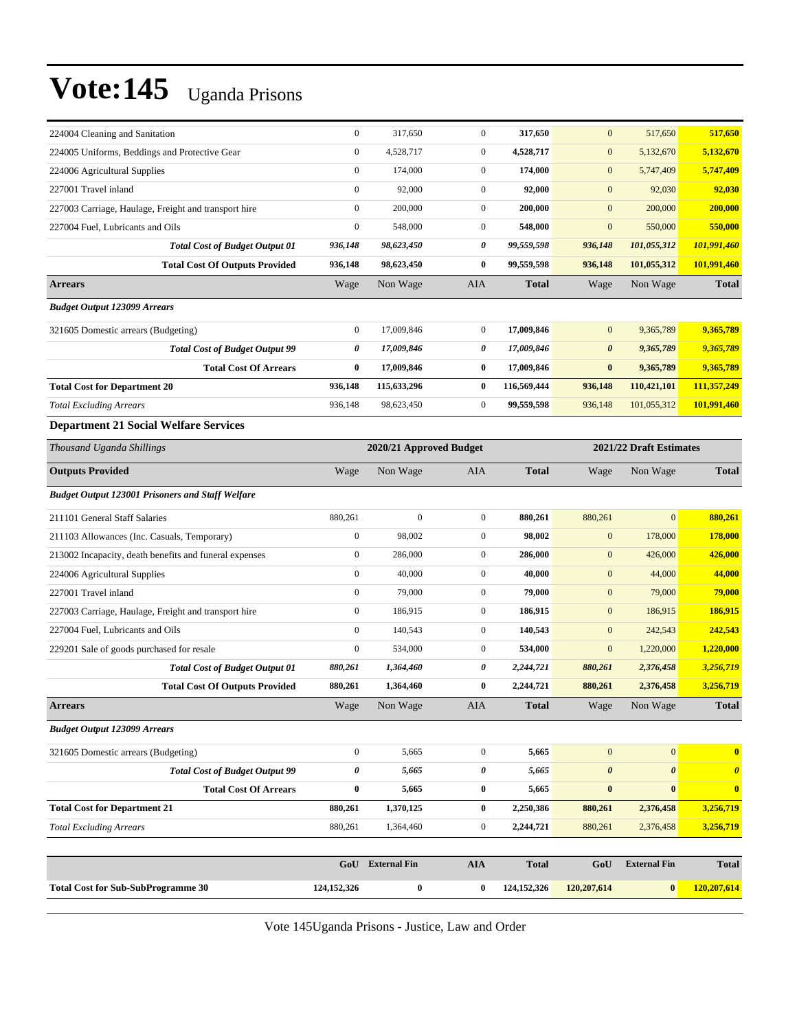| | | | | | | | |
|---|---|---|---|---|---|---|---|
| 224004 Cleaning and Sanitation | 0 | 317,650 | 0 | **317,650** | 0 | 517,650 | **517,650** |
| 224005 Uniforms, Beddings and Protective Gear | 0 | 4,528,717 | 0 | **4,528,717** | 0 | 5,132,670 | **5,132,670** |
| 224006 Agricultural Supplies | 0 | 174,000 | 0 | **174,000** | 0 | 5,747,409 | **5,747,409** |
| 227001 Travel inland | 0 | 92,000 | 0 | **92,000** | 0 | 92,030 | **92,030** |
| 227003 Carriage, Haulage, Freight and transport hire | 0 | 200,000 | 0 | **200,000** | 0 | 200,000 | **200,000** |
| 227004 Fuel, Lubricants and Oils | 0 | 548,000 | 0 | **548,000** | 0 | 550,000 | **550,000** |
| ***Total Cost of Budget Output 01*** | ***936,148*** | ***98,623,450*** | ***0*** | ***99,559,598*** | ***936,148*** | ***101,055,312*** | ***101,991,460*** |
| **Total Cost Of Outputs Provided** | **936,148** | **98,623,450** | **0** | **99,559,598** | **936,148** | **101,055,312** | **101,991,460** |
| **Arrears** | Wage | Non Wage | AIA | **Total** | Wage | Non Wage | **Total** |
| ***Budget Output 123099 Arrears*** | | | | | | | |
| 321605 Domestic arrears (Budgeting) | 0 | 17,009,846 | 0 | **17,009,846** | 0 | 9,365,789 | **9,365,789** |
| ***Total Cost of Budget Output 99*** | ***0*** | ***17,009,846*** | ***0*** | ***17,009,846*** | ***0*** | ***9,365,789*** | ***9,365,789*** |
| **Total Cost Of Arrears** | **0** | **17,009,846** | **0** | **17,009,846** | **0** | **9,365,789** | **9,365,789** |
| **Total Cost for Department 20** | **936,148** | **115,633,296** | **0** | **116,569,444** | **936,148** | **110,421,101** | **111,357,249** |
| *Total Excluding Arrears* | 936,148 | 98,623,450 | 0 | **99,559,598** | 936,148 | 101,055,312 | **101,991,460** |

### Department 21 Social Welfare Services

| *Thousand Uganda Shillings* | 2020/21 Approved Budget | | | | 2021/22 Draft Estimates | | |
|---|---|---|---|---|---|---|---|
| **Outputs Provided** | Wage | Non Wage | AIA | **Total** | Wage | Non Wage | **Total** |
| ***Budget Output 123001 Prisoners and Staff Welfare*** | | | | | | | |
| 211101 General Staff Salaries | 880,261 | 0 | 0 | **880,261** | 880,261 | 0 | **880,261** |
| 211103 Allowances (Inc. Casuals, Temporary) | 0 | 98,002 | 0 | **98,002** | 0 | 178,000 | **178,000** |
| 213002 Incapacity, death benefits and funeral expenses | 0 | 286,000 | 0 | **286,000** | 0 | 426,000 | **426,000** |
| 224006 Agricultural Supplies | 0 | 40,000 | 0 | **40,000** | 0 | 44,000 | **44,000** |
| 227001 Travel inland | 0 | 79,000 | 0 | **79,000** | 0 | 79,000 | **79,000** |
| 227003 Carriage, Haulage, Freight and transport hire | 0 | 186,915 | 0 | **186,915** | 0 | 186,915 | **186,915** |
| 227004 Fuel, Lubricants and Oils | 0 | 140,543 | 0 | **140,543** | 0 | 242,543 | **242,543** |
| 229201 Sale of goods purchased for resale | 0 | 534,000 | 0 | **534,000** | 0 | 1,220,000 | **1,220,000** |
| ***Total Cost of Budget Output 01*** | ***880,261*** | ***1,364,460*** | ***0*** | ***2,244,721*** | ***880,261*** | ***2,376,458*** | ***3,256,719*** |
| **Total Cost Of Outputs Provided** | **880,261** | **1,364,460** | **0** | **2,244,721** | **880,261** | **2,376,458** | **3,256,719** |
| **Arrears** | Wage | Non Wage | AIA | **Total** | Wage | Non Wage | **Total** |
| ***Budget Output 123099 Arrears*** | | | | | | | |
| 321605 Domestic arrears (Budgeting) | 0 | 5,665 | 0 | **5,665** | 0 | 0 | **0** |
| ***Total Cost of Budget Output 99*** | ***0*** | ***5,665*** | ***0*** | ***5,665*** | ***0*** | ***0*** | ***0*** |
| **Total Cost Of Arrears** | **0** | **5,665** | **0** | **5,665** | **0** | **0** | **0** |
| **Total Cost for Department 21** | **880,261** | **1,370,125** | **0** | **2,250,386** | **880,261** | **2,376,458** | **3,256,719** |
| *Total Excluding Arrears* | 880,261 | 1,364,460 | 0 | **2,244,721** | 880,261 | 2,376,458 | **3,256,719** |

| | GoU | External Fin | AIA | Total | GoU | External Fin | Total |
|---|---|---|---|---|---|---|---|
| **Total Cost for Sub-SubProgramme 30** | **124,152,326** | **0** | **0** | **124,152,326** | **120,207,614** | **0** | **120,207,614** |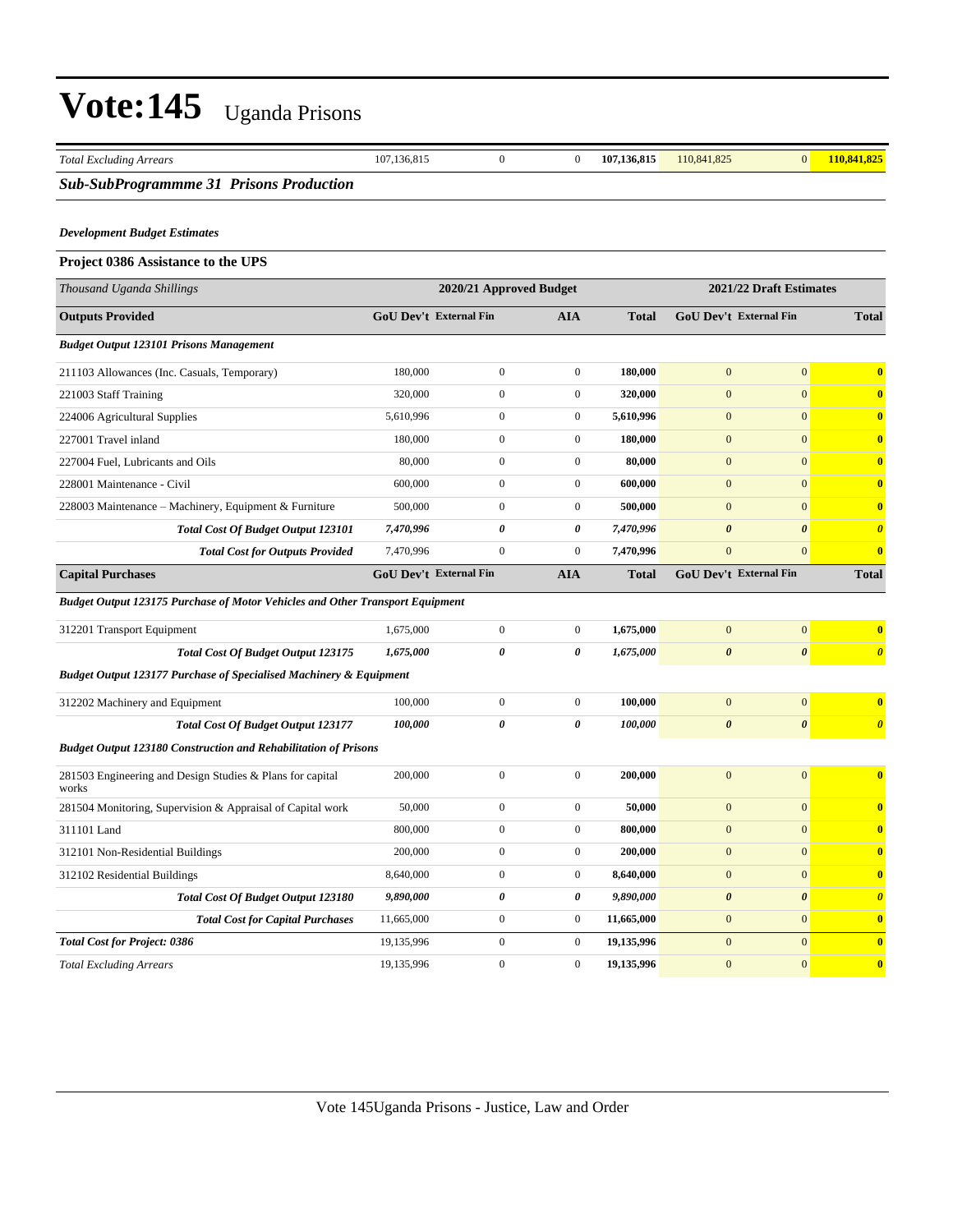# Vote:145 Uganda Prisons

| Total Excluding Arrears | 107,136,815 | 0 | 0 | 107,136,815 | 110,841,825 | 0 | 110,841,825 |
|---|---|---|---|---|---|---|---|

### *Sub-SubProgrammme 31 Prisons Production*

***Development Budget Estimates***

**Project 0386 Assistance to the UPS**

| *Thousand Uganda Shillings* | 2020/21 Approved Budget | | | | 2021/22 Draft Estimates | | |
|---|---|---|---|---|---|---|---|
| **Outputs Provided** | **GoU Dev't** | **External Fin** | **AIA** | **Total** | **GoU Dev't** | **External Fin** | **Total** |
| ***Budget Output 123101 Prisons Management*** | | | | | | | |
| 211103 Allowances (Inc. Casuals, Temporary) | 180,000 | 0 | 0 | **180,000** | 0 | 0 | **0** |
| 221003 Staff Training | 320,000 | 0 | 0 | **320,000** | 0 | 0 | **0** |
| 224006 Agricultural Supplies | 5,610,996 | 0 | 0 | **5,610,996** | 0 | 0 | **0** |
| 227001 Travel inland | 180,000 | 0 | 0 | **180,000** | 0 | 0 | **0** |
| 227004 Fuel, Lubricants and Oils | 80,000 | 0 | 0 | **80,000** | 0 | 0 | **0** |
| 228001 Maintenance - Civil | 600,000 | 0 | 0 | **600,000** | 0 | 0 | **0** |
| 228003 Maintenance – Machinery, Equipment & Furniture | 500,000 | 0 | 0 | **500,000** | 0 | 0 | **0** |
| ***Total Cost Of Budget Output 123101*** | ***7,470,996*** | ***0*** | ***0*** | ***7,470,996*** | ***0*** | ***0*** | ***0*** |
| ***Total Cost for Outputs Provided*** | 7,470,996 | 0 | 0 | 7,470,996 | 0 | 0 | **0** |
| **Capital Purchases** | **GoU Dev't** | **External Fin** | **AIA** | **Total** | **GoU Dev't** | **External Fin** | **Total** |
| ***Budget Output 123175 Purchase of Motor Vehicles and Other Transport Equipment*** | | | | | | | |
| 312201 Transport Equipment | 1,675,000 | 0 | 0 | **1,675,000** | 0 | 0 | **0** |
| ***Total Cost Of Budget Output 123175*** | ***1,675,000*** | ***0*** | ***0*** | ***1,675,000*** | ***0*** | ***0*** | ***0*** |
| ***Budget Output 123177 Purchase of Specialised Machinery & Equipment*** | | | | | | | |
| 312202 Machinery and Equipment | 100,000 | 0 | 0 | **100,000** | 0 | 0 | **0** |
| ***Total Cost Of Budget Output 123177*** | ***100,000*** | ***0*** | ***0*** | ***100,000*** | ***0*** | ***0*** | ***0*** |
| ***Budget Output 123180 Construction and Rehabilitation of Prisons*** | | | | | | | |
| 281503 Engineering and Design Studies & Plans for capital works | 200,000 | 0 | 0 | **200,000** | 0 | 0 | **0** |
| 281504 Monitoring, Supervision & Appraisal of Capital work | 50,000 | 0 | 0 | **50,000** | 0 | 0 | **0** |
| 311101 Land | 800,000 | 0 | 0 | **800,000** | 0 | 0 | **0** |
| 312101 Non-Residential Buildings | 200,000 | 0 | 0 | **200,000** | 0 | 0 | **0** |
| 312102 Residential Buildings | 8,640,000 | 0 | 0 | **8,640,000** | 0 | 0 | **0** |
| ***Total Cost Of Budget Output 123180*** | ***9,890,000*** | ***0*** | ***0*** | ***9,890,000*** | ***0*** | ***0*** | ***0*** |
| ***Total Cost for Capital Purchases*** | 11,665,000 | 0 | 0 | 11,665,000 | 0 | 0 | **0** |
| ***Total Cost for Project: 0386*** | 19,135,996 | 0 | 0 | 19,135,996 | 0 | 0 | **0** |
| *Total Excluding Arrears* | 19,135,996 | 0 | 0 | 19,135,996 | 0 | 0 | **0** |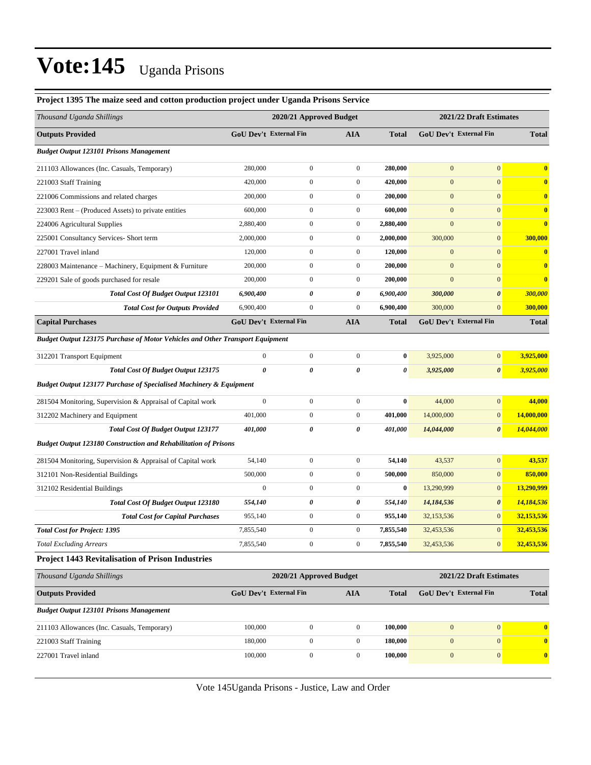# Vote:145 Uganda Prisons

### Project 1395 The maize seed and cotton production project under Uganda Prisons Service

| *Thousand Uganda Shillings* | 2020/21 Approved Budget | | | | 2021/22 Draft Estimates | | |
|---|---|---|---|---|---|---|---|
| **Outputs Provided** | **GoU Dev't** | **External Fin** | **AIA** | **Total** | **GoU Dev't** | **External Fin** | **Total** |
| ***Budget Output 123101 Prisons Management*** | | | | | | | |
| 211103 Allowances (Inc. Casuals, Temporary) | 280,000 | 0 | 0 | **280,000** | 0 | 0 | **0** |
| 221003 Staff Training | 420,000 | 0 | 0 | **420,000** | 0 | 0 | **0** |
| 221006 Commissions and related charges | 200,000 | 0 | 0 | **200,000** | 0 | 0 | **0** |
| 223003 Rent – (Produced Assets) to private entities | 600,000 | 0 | 0 | **600,000** | 0 | 0 | **0** |
| 224006 Agricultural Supplies | 2,880,400 | 0 | 0 | **2,880,400** | 0 | 0 | **0** |
| 225001 Consultancy Services- Short term | 2,000,000 | 0 | 0 | **2,000,000** | 300,000 | 0 | **300,000** |
| 227001 Travel inland | 120,000 | 0 | 0 | **120,000** | 0 | 0 | **0** |
| 228003 Maintenance – Machinery, Equipment & Furniture | 200,000 | 0 | 0 | **200,000** | 0 | 0 | **0** |
| 229201 Sale of goods purchased for resale | 200,000 | 0 | 0 | **200,000** | 0 | 0 | **0** |
| ***Total Cost Of Budget Output 123101*** | ***6,900,400*** | ***0*** | ***0*** | ***6,900,400*** | ***300,000*** | ***0*** | ***300,000*** |
| ***Total Cost for Outputs Provided*** | 6,900,400 | 0 | 0 | **6,900,400** | 300,000 | 0 | **300,000** |
| **Capital Purchases** | **GoU Dev't** | **External Fin** | **AIA** | **Total** | **GoU Dev't** | **External Fin** | **Total** |
| ***Budget Output 123175 Purchase of Motor Vehicles and Other Transport Equipment*** | | | | | | | |
| 312201 Transport Equipment | 0 | 0 | 0 | **0** | 3,925,000 | 0 | **3,925,000** |
| ***Total Cost Of Budget Output 123175*** | ***0*** | ***0*** | ***0*** | ***0*** | ***3,925,000*** | ***0*** | ***3,925,000*** |
| ***Budget Output 123177 Purchase of Specialised Machinery & Equipment*** | | | | | | | |
| 281504 Monitoring, Supervision & Appraisal of Capital work | 0 | 0 | 0 | **0** | 44,000 | 0 | **44,000** |
| 312202 Machinery and Equipment | 401,000 | 0 | 0 | **401,000** | 14,000,000 | 0 | **14,000,000** |
| ***Total Cost Of Budget Output 123177*** | ***401,000*** | ***0*** | ***0*** | ***401,000*** | ***14,044,000*** | ***0*** | ***14,044,000*** |
| ***Budget Output 123180 Construction and Rehabilitation of Prisons*** | | | | | | | |
| 281504 Monitoring, Supervision & Appraisal of Capital work | 54,140 | 0 | 0 | **54,140** | 43,537 | 0 | **43,537** |
| 312101 Non-Residential Buildings | 500,000 | 0 | 0 | **500,000** | 850,000 | 0 | **850,000** |
| 312102 Residential Buildings | 0 | 0 | 0 | **0** | 13,290,999 | 0 | **13,290,999** |
| ***Total Cost Of Budget Output 123180*** | ***554,140*** | ***0*** | ***0*** | ***554,140*** | ***14,184,536*** | ***0*** | ***14,184,536*** |
| ***Total Cost for Capital Purchases*** | 955,140 | 0 | 0 | **955,140** | 32,153,536 | 0 | **32,153,536** |
| ***Total Cost for Project: 1395*** | 7,855,540 | 0 | 0 | **7,855,540** | 32,453,536 | 0 | **32,453,536** |
| *Total Excluding Arrears* | 7,855,540 | 0 | 0 | **7,855,540** | 32,453,536 | 0 | **32,453,536** |

### Project 1443 Revitalisation of Prison Industries

| *Thousand Uganda Shillings* | 2020/21 Approved Budget | | | | 2021/22 Draft Estimates | | |
|---|---|---|---|---|---|---|---|
| **Outputs Provided** | **GoU Dev't** | **External Fin** | **AIA** | **Total** | **GoU Dev't** | **External Fin** | **Total** |
| ***Budget Output 123101 Prisons Management*** | | | | | | | |
| 211103 Allowances (Inc. Casuals, Temporary) | 100,000 | 0 | 0 | **100,000** | 0 | 0 | **0** |
| 221003 Staff Training | 180,000 | 0 | 0 | **180,000** | 0 | 0 | **0** |
| 227001 Travel inland | 100,000 | 0 | 0 | **100,000** | 0 | 0 | **0** |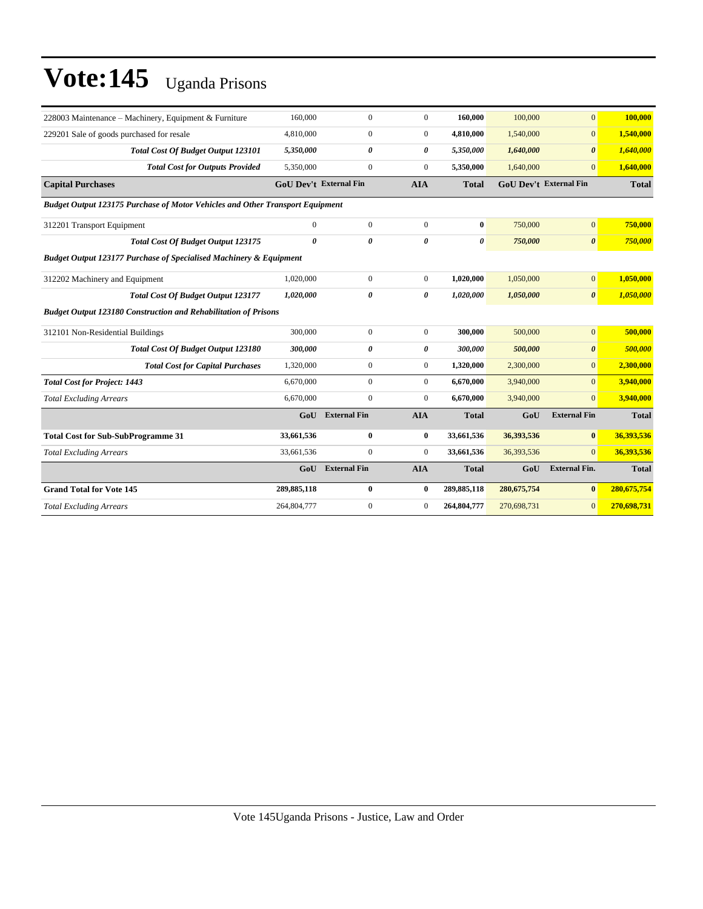# Vote:145 Uganda Prisons

| | | | | | | | |
|---|---|---|---|---|---|---|---|
| 228003 Maintenance – Machinery, Equipment & Furniture | 160,000 | 0 | 0 | **160,000** | 100,000 | 0 | **100,000** |
| 229201 Sale of goods purchased for resale | 4,810,000 | 0 | 0 | **4,810,000** | 1,540,000 | 0 | **1,540,000** |
| ***Total Cost Of Budget Output 123101*** | ***5,350,000*** | ***0*** | ***0*** | ***5,350,000*** | ***1,640,000*** | ***0*** | ***1,640,000*** |
| ***Total Cost for Outputs Provided*** | 5,350,000 | 0 | 0 | **5,350,000** | 1,640,000 | 0 | **1,640,000** |
| **Capital Purchases** | **GoU Dev't** | **External Fin** | **AIA** | **Total** | **GoU Dev't** | **External Fin** | **Total** |
| ***Budget Output 123175 Purchase of Motor Vehicles and Other Transport Equipment*** | | | | | | | |
| 312201 Transport Equipment | 0 | 0 | 0 | **0** | 750,000 | 0 | **750,000** |
| ***Total Cost Of Budget Output 123175*** | ***0*** | ***0*** | ***0*** | ***0*** | ***750,000*** | ***0*** | ***750,000*** |
| ***Budget Output 123177 Purchase of Specialised Machinery & Equipment*** | | | | | | | |
| 312202 Machinery and Equipment | 1,020,000 | 0 | 0 | **1,020,000** | 1,050,000 | 0 | **1,050,000** |
| ***Total Cost Of Budget Output 123177*** | ***1,020,000*** | ***0*** | ***0*** | ***1,020,000*** | ***1,050,000*** | ***0*** | ***1,050,000*** |
| ***Budget Output 123180 Construction and Rehabilitation of Prisons*** | | | | | | | |
| 312101 Non-Residential Buildings | 300,000 | 0 | 0 | **300,000** | 500,000 | 0 | **500,000** |
| ***Total Cost Of Budget Output 123180*** | ***300,000*** | ***0*** | ***0*** | ***300,000*** | ***500,000*** | ***0*** | ***500,000*** |
| ***Total Cost for Capital Purchases*** | 1,320,000 | 0 | 0 | **1,320,000** | 2,300,000 | 0 | **2,300,000** |
| ***Total Cost for Project: 1443*** | 6,670,000 | 0 | 0 | **6,670,000** | 3,940,000 | 0 | **3,940,000** |
| *Total Excluding Arrears* | 6,670,000 | 0 | 0 | **6,670,000** | 3,940,000 | 0 | **3,940,000** |
| | **GoU** | **External Fin** | **AIA** | **Total** | **GoU** | **External Fin** | **Total** |
| **Total Cost for Sub-SubProgramme 31** | **33,661,536** | **0** | **0** | **33,661,536** | **36,393,536** | **0** | **36,393,536** |
| *Total Excluding Arrears* | 33,661,536 | 0 | 0 | **33,661,536** | 36,393,536 | 0 | **36,393,536** |
| | **GoU** | **External Fin** | **AIA** | **Total** | **GoU** | **External Fin.** | **Total** |
| **Grand Total for Vote 145** | **289,885,118** | **0** | **0** | **289,885,118** | **280,675,754** | **0** | **280,675,754** |
| *Total Excluding Arrears* | 264,804,777 | 0 | 0 | **264,804,777** | 270,698,731 | 0 | **270,698,731** |